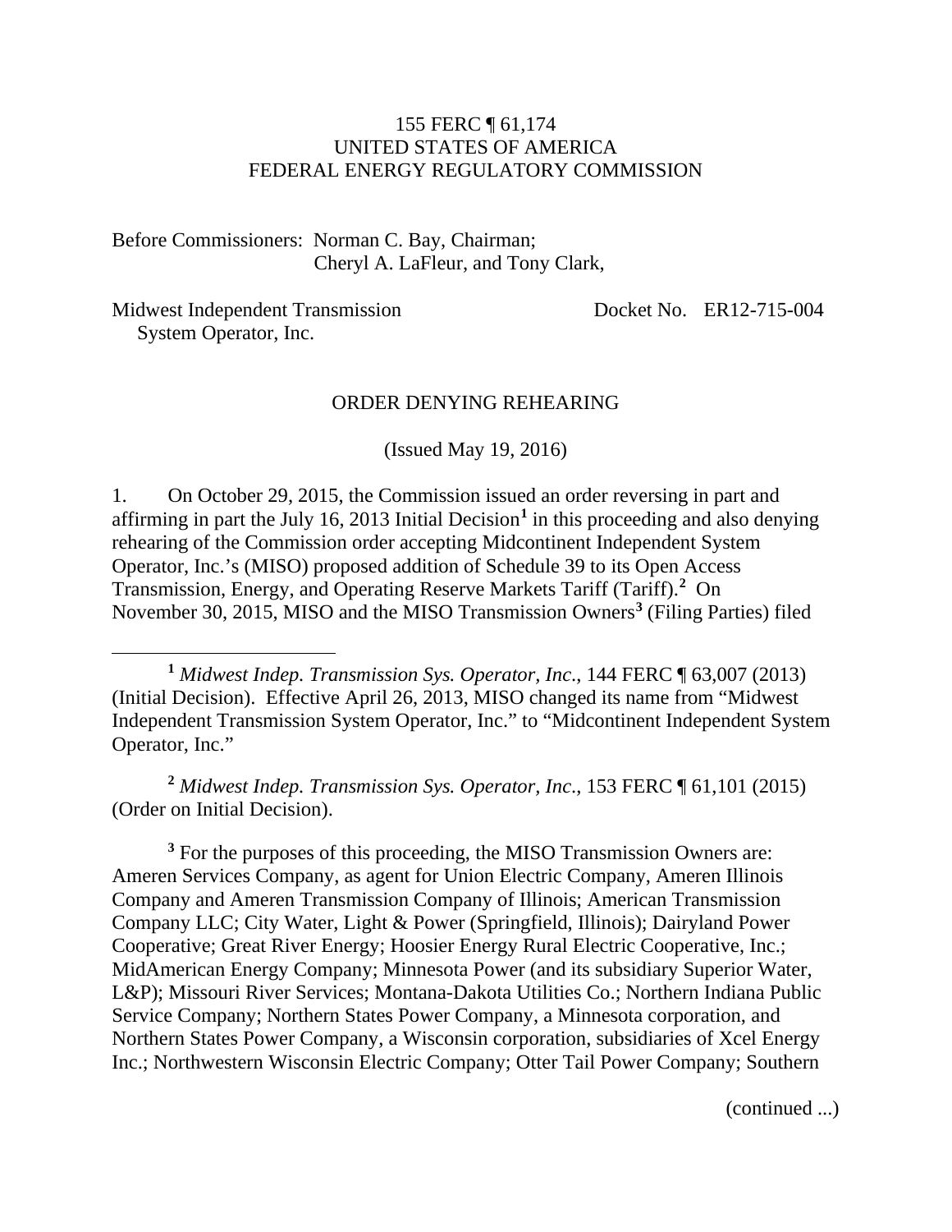155 FERC ¶ 61,174
UNITED STATES OF AMERICA
FEDERAL ENERGY REGULATORY COMMISSION

Before Commissioners: Norman C. Bay, Chairman;
Cheryl A. LaFleur, and Tony Clark,

Midwest Independent Transmission System Operator, Inc. — Docket No. ER12-715-004

ORDER DENYING REHEARING

(Issued May 19, 2016)

1. On October 29, 2015, the Commission issued an order reversing in part and affirming in part the July 16, 2013 Initial Decision[1] in this proceeding and also denying rehearing of the Commission order accepting Midcontinent Independent System Operator, Inc.'s (MISO) proposed addition of Schedule 39 to its Open Access Transmission, Energy, and Operating Reserve Markets Tariff (Tariff).[2] On November 30, 2015, MISO and the MISO Transmission Owners[3] (Filing Parties) filed

---

[1] *Midwest Indep. Transmission Sys. Operator, Inc.*, 144 FERC ¶ 63,007 (2013) (Initial Decision). Effective April 26, 2013, MISO changed its name from "Midwest Independent Transmission System Operator, Inc." to "Midcontinent Independent System Operator, Inc."

[2] *Midwest Indep. Transmission Sys. Operator, Inc.*, 153 FERC ¶ 61,101 (2015) (Order on Initial Decision).

[3] For the purposes of this proceeding, the MISO Transmission Owners are: Ameren Services Company, as agent for Union Electric Company, Ameren Illinois Company and Ameren Transmission Company of Illinois; American Transmission Company LLC; City Water, Light & Power (Springfield, Illinois); Dairyland Power Cooperative; Great River Energy; Hoosier Energy Rural Electric Cooperative, Inc.; MidAmerican Energy Company; Minnesota Power (and its subsidiary Superior Water, L&P); Missouri River Services; Montana-Dakota Utilities Co.; Northern Indiana Public Service Company; Northern States Power Company, a Minnesota corporation, and Northern States Power Company, a Wisconsin corporation, subsidiaries of Xcel Energy Inc.; Northwestern Wisconsin Electric Company; Otter Tail Power Company; Southern

(continued ...)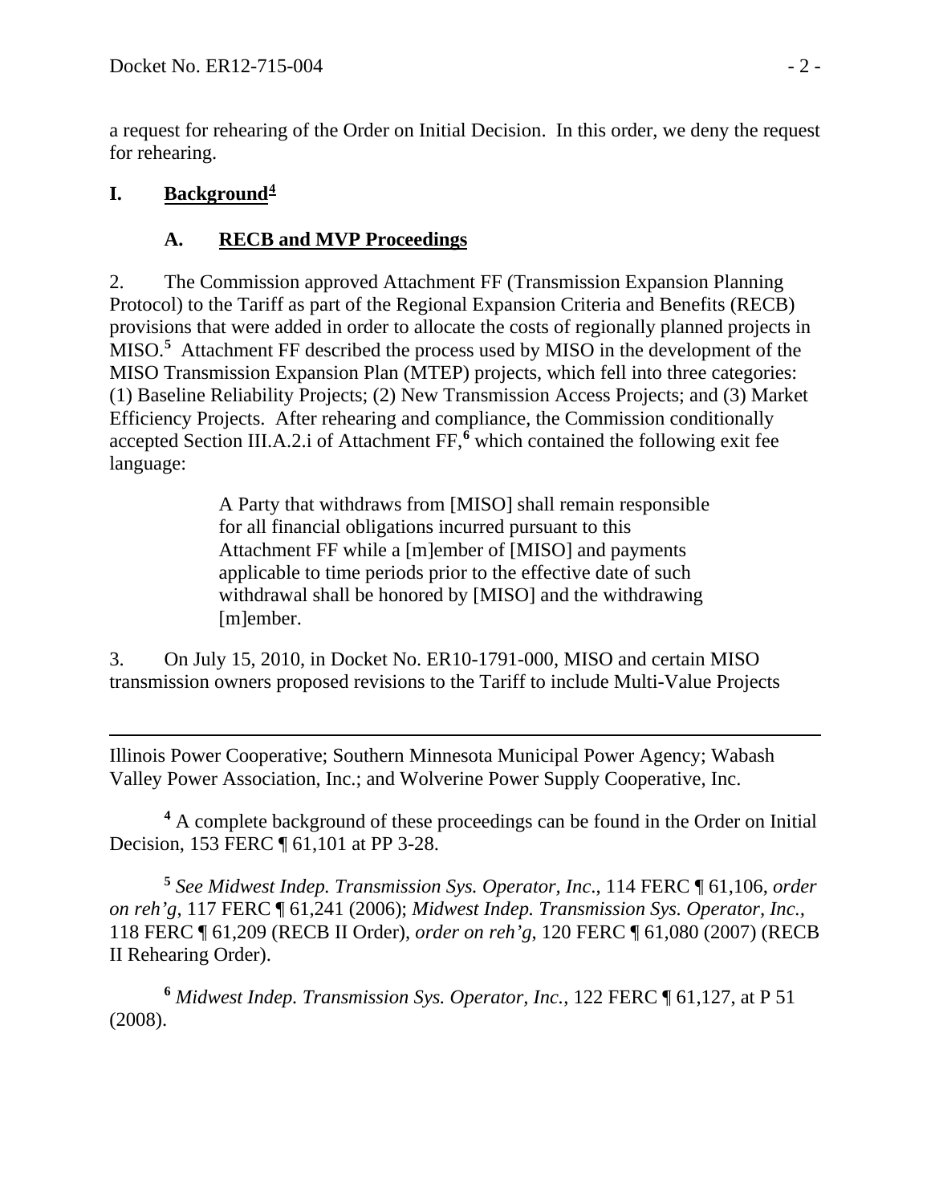a request for rehearing of the Order on Initial Decision. In this order, we deny the request for rehearing.

# I. Background[4]

## A. RECB and MVP Proceedings

2. The Commission approved Attachment FF (Transmission Expansion Planning Protocol) to the Tariff as part of the Regional Expansion Criteria and Benefits (RECB) provisions that were added in order to allocate the costs of regionally planned projects in MISO.[5] Attachment FF described the process used by MISO in the development of the MISO Transmission Expansion Plan (MTEP) projects, which fell into three categories: (1) Baseline Reliability Projects; (2) New Transmission Access Projects; and (3) Market Efficiency Projects. After rehearing and compliance, the Commission conditionally accepted Section III.A.2.i of Attachment FF,[6] which contained the following exit fee language:

> A Party that withdraws from [MISO] shall remain responsible for all financial obligations incurred pursuant to this Attachment FF while a [m]ember of [MISO] and payments applicable to time periods prior to the effective date of such withdrawal shall be honored by [MISO] and the withdrawing [m]ember.

3. On July 15, 2010, in Docket No. ER10-1791-000, MISO and certain MISO transmission owners proposed revisions to the Tariff to include Multi-Value Projects

---

Illinois Power Cooperative; Southern Minnesota Municipal Power Agency; Wabash Valley Power Association, Inc.; and Wolverine Power Supply Cooperative, Inc.

[4] A complete background of these proceedings can be found in the Order on Initial Decision, 153 FERC ¶ 61,101 at PP 3-28.

[5] *See Midwest Indep. Transmission Sys. Operator, Inc*., 114 FERC ¶ 61,106, *order on reh'g*, 117 FERC ¶ 61,241 (2006); *Midwest Indep. Transmission Sys. Operator, Inc.*, 118 FERC ¶ 61,209 (RECB II Order), *order on reh'g*, 120 FERC ¶ 61,080 (2007) (RECB II Rehearing Order).

[6] *Midwest Indep. Transmission Sys. Operator, Inc.*, 122 FERC ¶ 61,127, at P 51 (2008).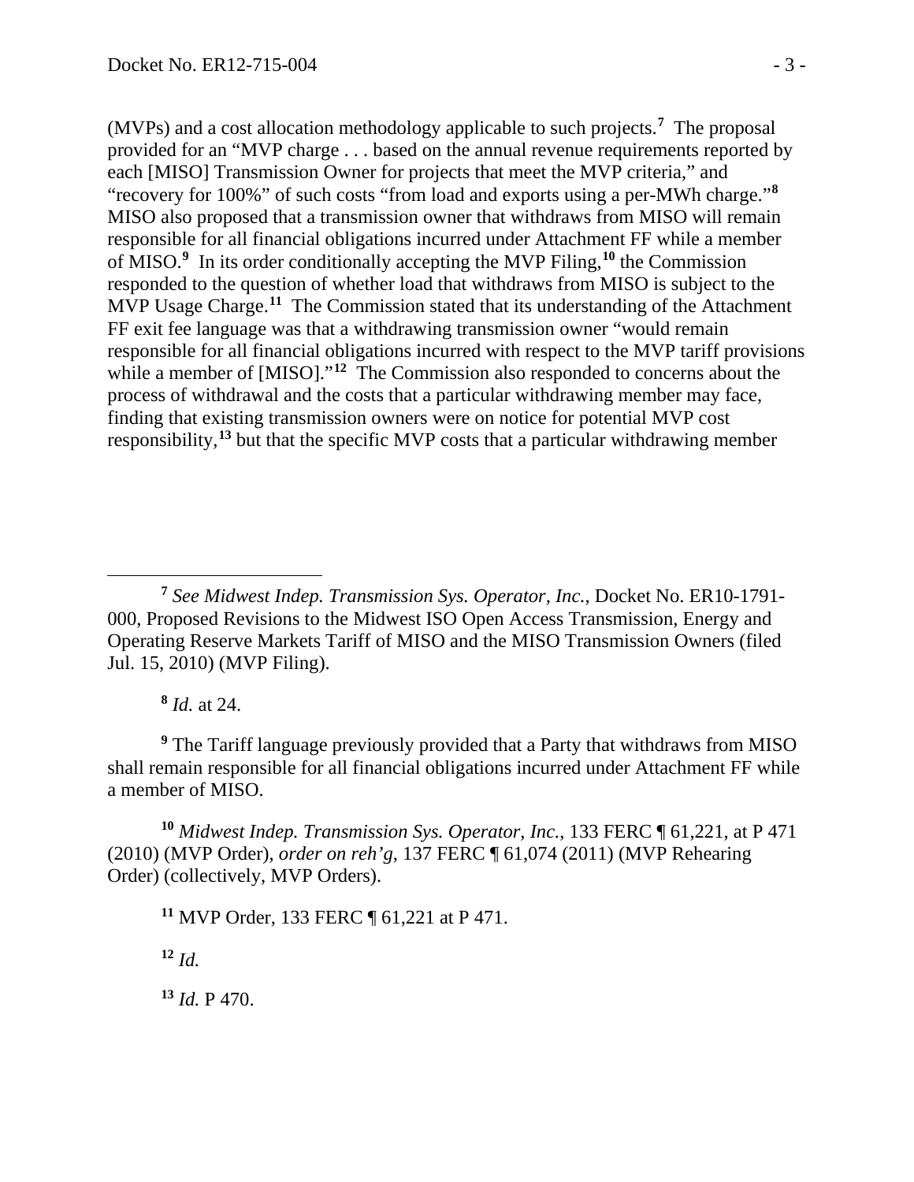(MVPs) and a cost allocation methodology applicable to such projects.[7] The proposal provided for an "MVP charge . . . based on the annual revenue requirements reported by each [MISO] Transmission Owner for projects that meet the MVP criteria," and "recovery for 100%" of such costs "from load and exports using a per-MWh charge."[8] MISO also proposed that a transmission owner that withdraws from MISO will remain responsible for all financial obligations incurred under Attachment FF while a member of MISO.[9] In its order conditionally accepting the MVP Filing,[10] the Commission responded to the question of whether load that withdraws from MISO is subject to the MVP Usage Charge.[11] The Commission stated that its understanding of the Attachment FF exit fee language was that a withdrawing transmission owner "would remain responsible for all financial obligations incurred with respect to the MVP tariff provisions while a member of [MISO]."[12] The Commission also responded to concerns about the process of withdrawal and the costs that a particular withdrawing member may face, finding that existing transmission owners were on notice for potential MVP cost responsibility,[13] but that the specific MVP costs that a particular withdrawing member

---

[7] *See Midwest Indep. Transmission Sys. Operator, Inc.*, Docket No. ER10-1791-000, Proposed Revisions to the Midwest ISO Open Access Transmission, Energy and Operating Reserve Markets Tariff of MISO and the MISO Transmission Owners (filed Jul. 15, 2010) (MVP Filing).

[8] *Id.* at 24.

[9] The Tariff language previously provided that a Party that withdraws from MISO shall remain responsible for all financial obligations incurred under Attachment FF while a member of MISO.

[10] *Midwest Indep. Transmission Sys. Operator, Inc.*, 133 FERC ¶ 61,221, at P 471 (2010) (MVP Order), *order on reh'g*, 137 FERC ¶ 61,074 (2011) (MVP Rehearing Order) (collectively, MVP Orders).

[11] MVP Order, 133 FERC ¶ 61,221 at P 471.

[12] *Id.*

[13] *Id.* P 470.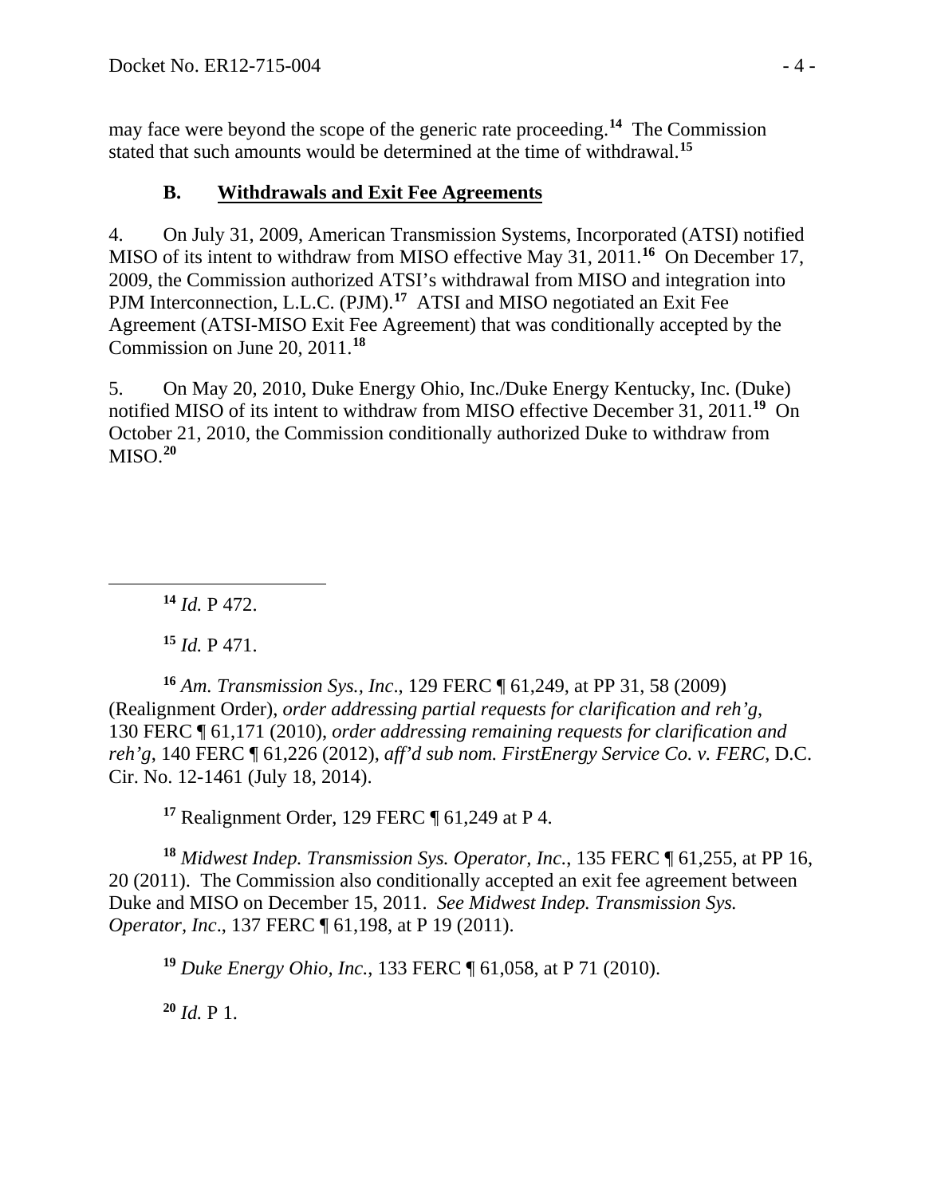may face were beyond the scope of the generic rate proceeding.[14] The Commission stated that such amounts would be determined at the time of withdrawal.[15]

### B. Withdrawals and Exit Fee Agreements

4. On July 31, 2009, American Transmission Systems, Incorporated (ATSI) notified MISO of its intent to withdraw from MISO effective May 31, 2011.[16] On December 17, 2009, the Commission authorized ATSI's withdrawal from MISO and integration into PJM Interconnection, L.L.C. (PJM).[17] ATSI and MISO negotiated an Exit Fee Agreement (ATSI-MISO Exit Fee Agreement) that was conditionally accepted by the Commission on June 20, 2011.[18]

5. On May 20, 2010, Duke Energy Ohio, Inc./Duke Energy Kentucky, Inc. (Duke) notified MISO of its intent to withdraw from MISO effective December 31, 2011.[19] On October 21, 2010, the Commission conditionally authorized Duke to withdraw from MISO.[20]

---

[14] *Id.* P 472.

[15] *Id.* P 471.

[16] *Am. Transmission Sys., Inc*., 129 FERC ¶ 61,249, at PP 31, 58 (2009) (Realignment Order), *order addressing partial requests for clarification and reh'g*, 130 FERC ¶ 61,171 (2010), *order addressing remaining requests for clarification and reh'g*, 140 FERC ¶ 61,226 (2012), *aff'd sub nom. FirstEnergy Service Co. v. FERC*, D.C. Cir. No. 12-1461 (July 18, 2014).

[17] Realignment Order, 129 FERC ¶ 61,249 at P 4.

[18] *Midwest Indep. Transmission Sys. Operator, Inc.*, 135 FERC ¶ 61,255, at PP 16, 20 (2011). The Commission also conditionally accepted an exit fee agreement between Duke and MISO on December 15, 2011. *See Midwest Indep. Transmission Sys. Operator, Inc*., 137 FERC ¶ 61,198, at P 19 (2011).

[19] *Duke Energy Ohio, Inc.*, 133 FERC ¶ 61,058, at P 71 (2010).

[20] *Id.* P 1.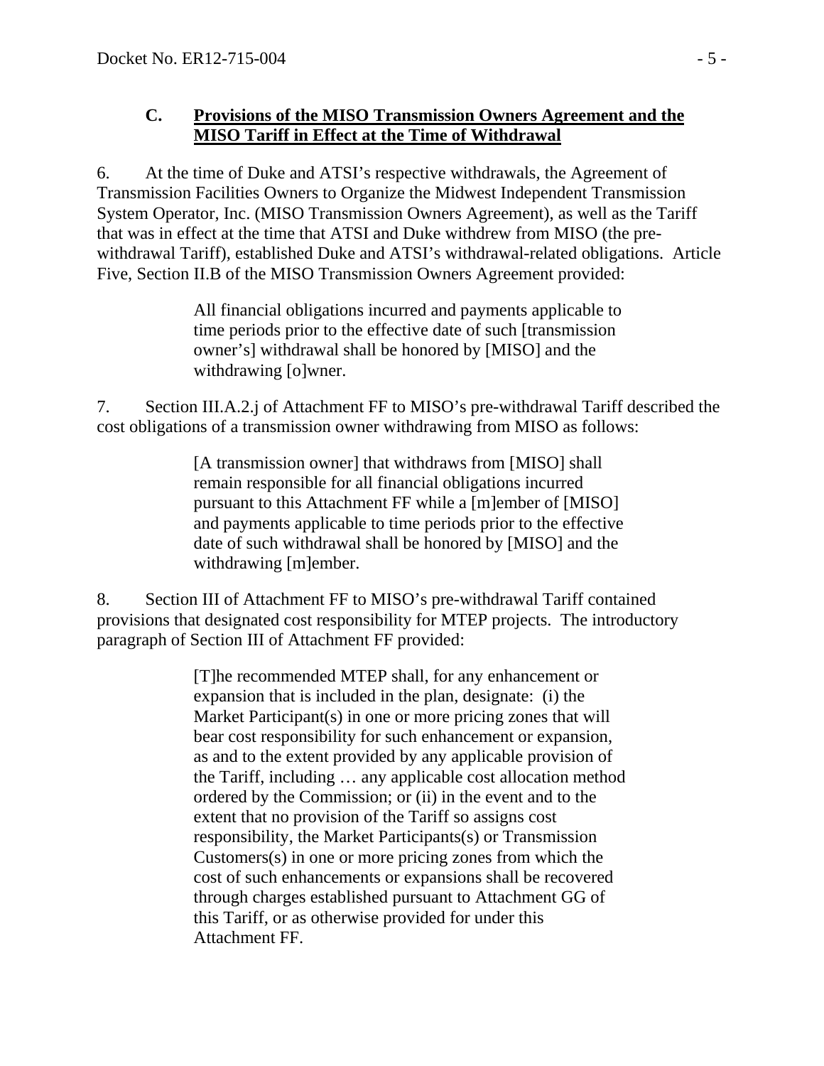### C. **Provisions of the MISO Transmission Owners Agreement and the MISO Tariff in Effect at the Time of Withdrawal**

6. At the time of Duke and ATSI's respective withdrawals, the Agreement of Transmission Facilities Owners to Organize the Midwest Independent Transmission System Operator, Inc. (MISO Transmission Owners Agreement), as well as the Tariff that was in effect at the time that ATSI and Duke withdrew from MISO (the pre-withdrawal Tariff), established Duke and ATSI's withdrawal-related obligations. Article Five, Section II.B of the MISO Transmission Owners Agreement provided:

> All financial obligations incurred and payments applicable to time periods prior to the effective date of such [transmission owner's] withdrawal shall be honored by [MISO] and the withdrawing [o]wner.

7. Section III.A.2.j of Attachment FF to MISO's pre-withdrawal Tariff described the cost obligations of a transmission owner withdrawing from MISO as follows:

> [A transmission owner] that withdraws from [MISO] shall remain responsible for all financial obligations incurred pursuant to this Attachment FF while a [m]ember of [MISO] and payments applicable to time periods prior to the effective date of such withdrawal shall be honored by [MISO] and the withdrawing [m]ember.

8. Section III of Attachment FF to MISO's pre-withdrawal Tariff contained provisions that designated cost responsibility for MTEP projects. The introductory paragraph of Section III of Attachment FF provided:

> [T]he recommended MTEP shall, for any enhancement or expansion that is included in the plan, designate: (i) the Market Participant(s) in one or more pricing zones that will bear cost responsibility for such enhancement or expansion, as and to the extent provided by any applicable provision of the Tariff, including … any applicable cost allocation method ordered by the Commission; or (ii) in the event and to the extent that no provision of the Tariff so assigns cost responsibility, the Market Participants(s) or Transmission Customers(s) in one or more pricing zones from which the cost of such enhancements or expansions shall be recovered through charges established pursuant to Attachment GG of this Tariff, or as otherwise provided for under this Attachment FF.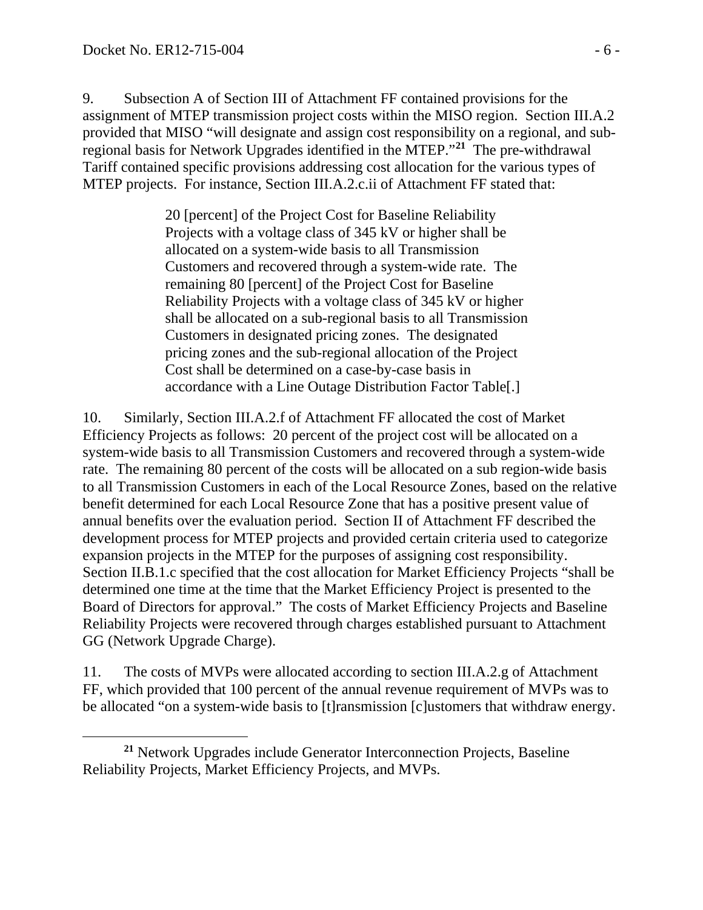9. Subsection A of Section III of Attachment FF contained provisions for the assignment of MTEP transmission project costs within the MISO region. Section III.A.2 provided that MISO "will designate and assign cost responsibility on a regional, and sub-regional basis for Network Upgrades identified in the MTEP."[21] The pre-withdrawal Tariff contained specific provisions addressing cost allocation for the various types of MTEP projects. For instance, Section III.A.2.c.ii of Attachment FF stated that:

> 20 [percent] of the Project Cost for Baseline Reliability Projects with a voltage class of 345 kV or higher shall be allocated on a system-wide basis to all Transmission Customers and recovered through a system-wide rate. The remaining 80 [percent] of the Project Cost for Baseline Reliability Projects with a voltage class of 345 kV or higher shall be allocated on a sub-regional basis to all Transmission Customers in designated pricing zones. The designated pricing zones and the sub-regional allocation of the Project Cost shall be determined on a case-by-case basis in accordance with a Line Outage Distribution Factor Table[.]

10. Similarly, Section III.A.2.f of Attachment FF allocated the cost of Market Efficiency Projects as follows: 20 percent of the project cost will be allocated on a system-wide basis to all Transmission Customers and recovered through a system-wide rate. The remaining 80 percent of the costs will be allocated on a sub region-wide basis to all Transmission Customers in each of the Local Resource Zones, based on the relative benefit determined for each Local Resource Zone that has a positive present value of annual benefits over the evaluation period. Section II of Attachment FF described the development process for MTEP projects and provided certain criteria used to categorize expansion projects in the MTEP for the purposes of assigning cost responsibility. Section II.B.1.c specified that the cost allocation for Market Efficiency Projects "shall be determined one time at the time that the Market Efficiency Project is presented to the Board of Directors for approval." The costs of Market Efficiency Projects and Baseline Reliability Projects were recovered through charges established pursuant to Attachment GG (Network Upgrade Charge).

11. The costs of MVPs were allocated according to section III.A.2.g of Attachment FF, which provided that 100 percent of the annual revenue requirement of MVPs was to be allocated "on a system-wide basis to [t]ransmission [c]ustomers that withdraw energy.

[21] Network Upgrades include Generator Interconnection Projects, Baseline Reliability Projects, Market Efficiency Projects, and MVPs.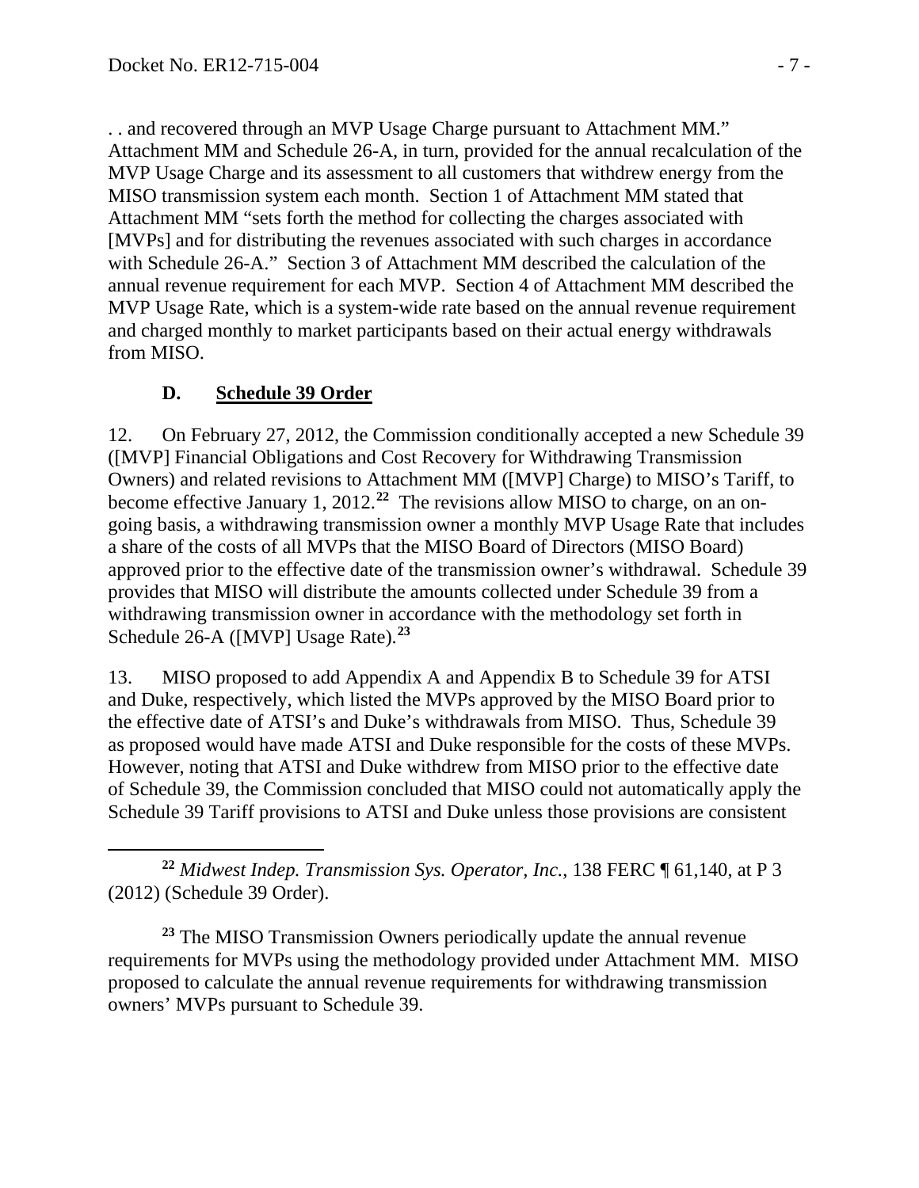. . and recovered through an MVP Usage Charge pursuant to Attachment MM." Attachment MM and Schedule 26-A, in turn, provided for the annual recalculation of the MVP Usage Charge and its assessment to all customers that withdrew energy from the MISO transmission system each month. Section 1 of Attachment MM stated that Attachment MM "sets forth the method for collecting the charges associated with [MVPs] and for distributing the revenues associated with such charges in accordance with Schedule 26-A." Section 3 of Attachment MM described the calculation of the annual revenue requirement for each MVP. Section 4 of Attachment MM described the MVP Usage Rate, which is a system-wide rate based on the annual revenue requirement and charged monthly to market participants based on their actual energy withdrawals from MISO.

### D. Schedule 39 Order

12. On February 27, 2012, the Commission conditionally accepted a new Schedule 39 ([MVP] Financial Obligations and Cost Recovery for Withdrawing Transmission Owners) and related revisions to Attachment MM ([MVP] Charge) to MISO's Tariff, to become effective January 1, 2012.[22] The revisions allow MISO to charge, on an on-going basis, a withdrawing transmission owner a monthly MVP Usage Rate that includes a share of the costs of all MVPs that the MISO Board of Directors (MISO Board) approved prior to the effective date of the transmission owner's withdrawal. Schedule 39 provides that MISO will distribute the amounts collected under Schedule 39 from a withdrawing transmission owner in accordance with the methodology set forth in Schedule 26-A ([MVP] Usage Rate).[23]

13. MISO proposed to add Appendix A and Appendix B to Schedule 39 for ATSI and Duke, respectively, which listed the MVPs approved by the MISO Board prior to the effective date of ATSI's and Duke's withdrawals from MISO. Thus, Schedule 39 as proposed would have made ATSI and Duke responsible for the costs of these MVPs. However, noting that ATSI and Duke withdrew from MISO prior to the effective date of Schedule 39, the Commission concluded that MISO could not automatically apply the Schedule 39 Tariff provisions to ATSI and Duke unless those provisions are consistent

---

[22] *Midwest Indep. Transmission Sys. Operator, Inc.*, 138 FERC ¶ 61,140, at P 3 (2012) (Schedule 39 Order).

[23] The MISO Transmission Owners periodically update the annual revenue requirements for MVPs using the methodology provided under Attachment MM. MISO proposed to calculate the annual revenue requirements for withdrawing transmission owners' MVPs pursuant to Schedule 39.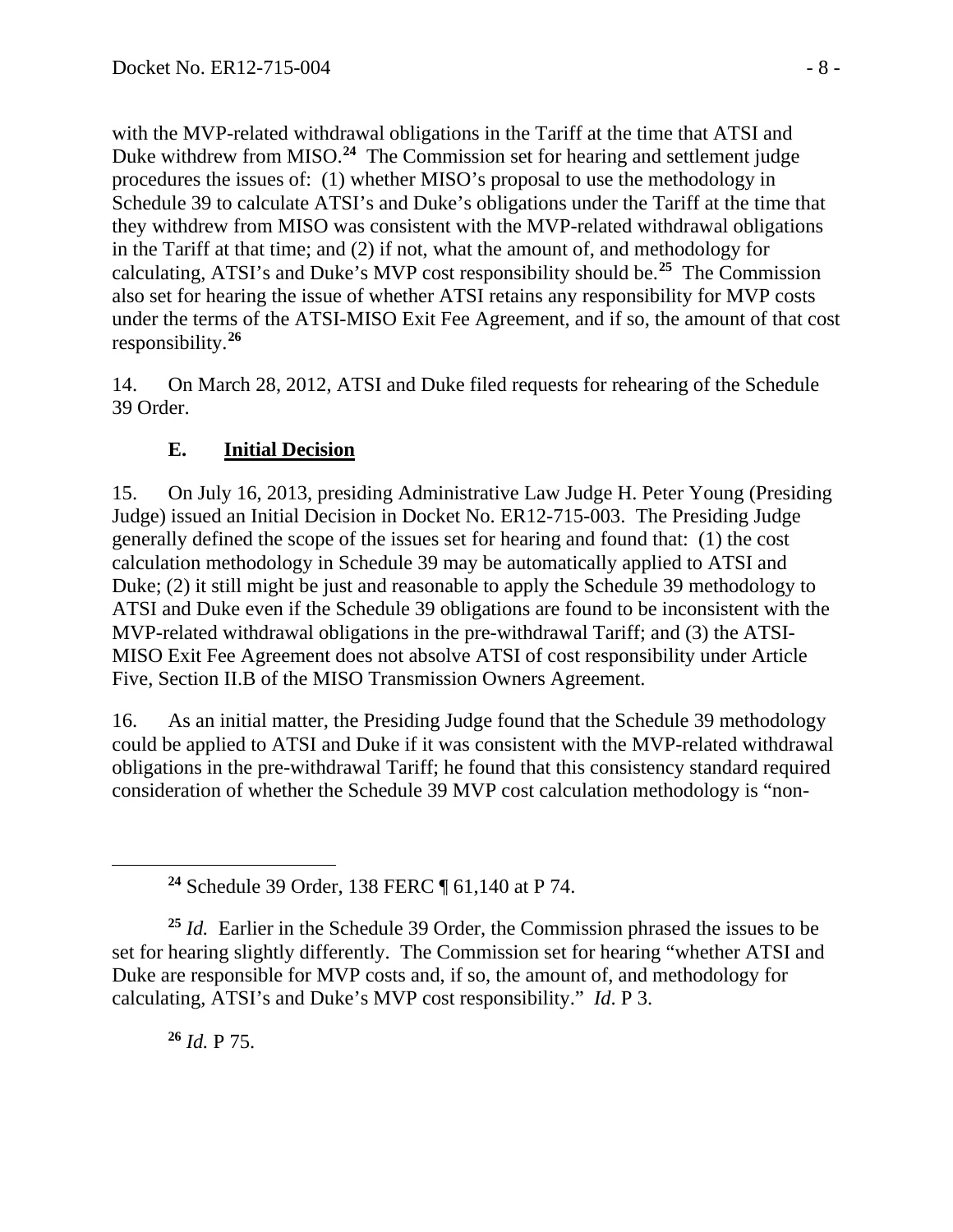with the MVP-related withdrawal obligations in the Tariff at the time that ATSI and Duke withdrew from MISO.[24] The Commission set for hearing and settlement judge procedures the issues of: (1) whether MISO's proposal to use the methodology in Schedule 39 to calculate ATSI's and Duke's obligations under the Tariff at the time that they withdrew from MISO was consistent with the MVP-related withdrawal obligations in the Tariff at that time; and (2) if not, what the amount of, and methodology for calculating, ATSI's and Duke's MVP cost responsibility should be.[25] The Commission also set for hearing the issue of whether ATSI retains any responsibility for MVP costs under the terms of the ATSI-MISO Exit Fee Agreement, and if so, the amount of that cost responsibility.[26]

14. On March 28, 2012, ATSI and Duke filed requests for rehearing of the Schedule 39 Order.

### E. <u>Initial Decision</u>

15. On July 16, 2013, presiding Administrative Law Judge H. Peter Young (Presiding Judge) issued an Initial Decision in Docket No. ER12-715-003. The Presiding Judge generally defined the scope of the issues set for hearing and found that: (1) the cost calculation methodology in Schedule 39 may be automatically applied to ATSI and Duke; (2) it still might be just and reasonable to apply the Schedule 39 methodology to ATSI and Duke even if the Schedule 39 obligations are found to be inconsistent with the MVP-related withdrawal obligations in the pre-withdrawal Tariff; and (3) the ATSI-MISO Exit Fee Agreement does not absolve ATSI of cost responsibility under Article Five, Section II.B of the MISO Transmission Owners Agreement.

16. As an initial matter, the Presiding Judge found that the Schedule 39 methodology could be applied to ATSI and Duke if it was consistent with the MVP-related withdrawal obligations in the pre-withdrawal Tariff; he found that this consistency standard required consideration of whether the Schedule 39 MVP cost calculation methodology is "non-

---

[24] Schedule 39 Order, 138 FERC ¶ 61,140 at P 74.

[25] *Id.* Earlier in the Schedule 39 Order, the Commission phrased the issues to be set for hearing slightly differently. The Commission set for hearing "whether ATSI and Duke are responsible for MVP costs and, if so, the amount of, and methodology for calculating, ATSI's and Duke's MVP cost responsibility." *Id.* P 3.

[26] *Id.* P 75.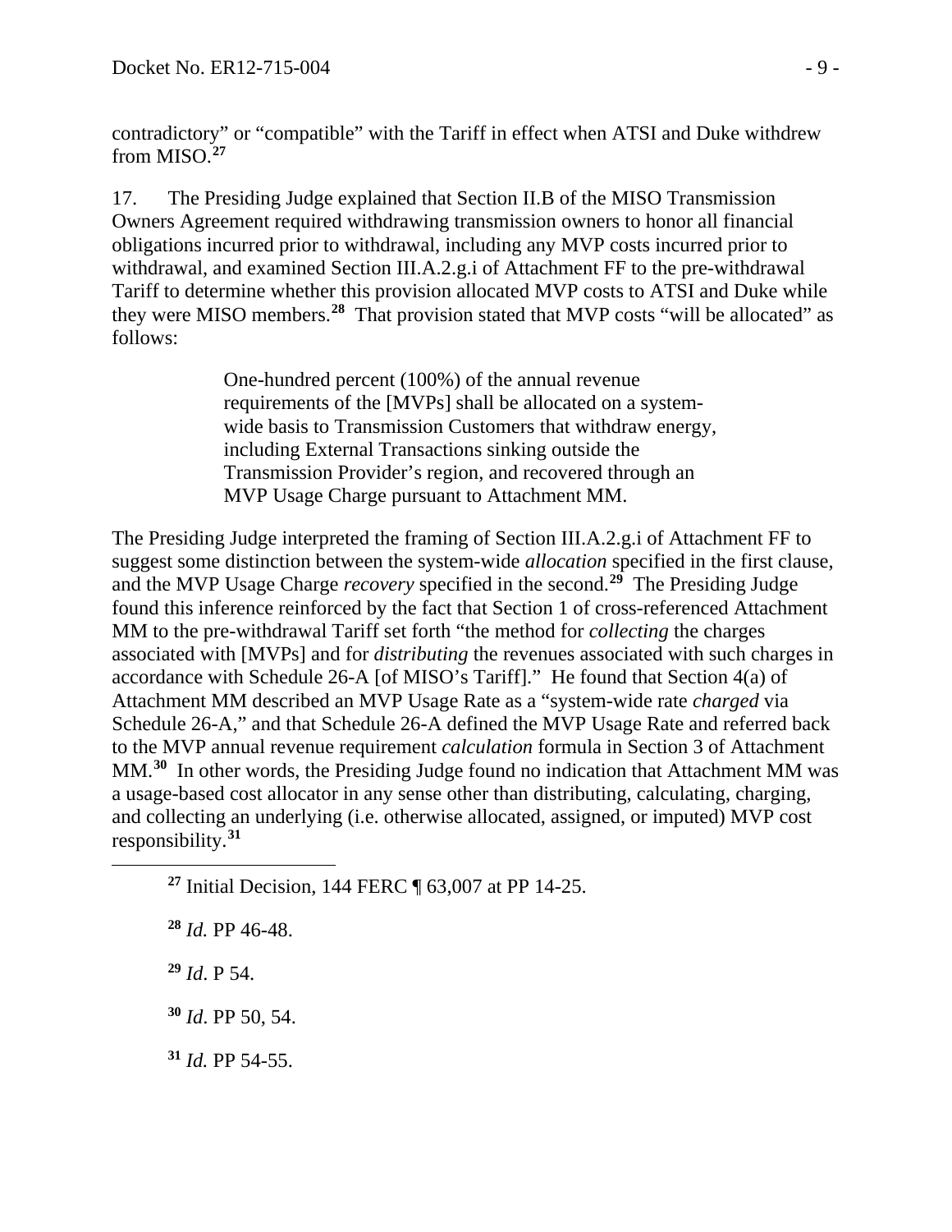contradictory" or "compatible" with the Tariff in effect when ATSI and Duke withdrew from MISO.[27]

17. The Presiding Judge explained that Section II.B of the MISO Transmission Owners Agreement required withdrawing transmission owners to honor all financial obligations incurred prior to withdrawal, including any MVP costs incurred prior to withdrawal, and examined Section III.A.2.g.i of Attachment FF to the pre-withdrawal Tariff to determine whether this provision allocated MVP costs to ATSI and Duke while they were MISO members.[28] That provision stated that MVP costs "will be allocated" as follows:

> One-hundred percent (100%) of the annual revenue requirements of the [MVPs] shall be allocated on a system-wide basis to Transmission Customers that withdraw energy, including External Transactions sinking outside the Transmission Provider's region, and recovered through an MVP Usage Charge pursuant to Attachment MM.

The Presiding Judge interpreted the framing of Section III.A.2.g.i of Attachment FF to suggest some distinction between the system-wide *allocation* specified in the first clause, and the MVP Usage Charge *recovery* specified in the second.[29] The Presiding Judge found this inference reinforced by the fact that Section 1 of cross-referenced Attachment MM to the pre-withdrawal Tariff set forth "the method for *collecting* the charges associated with [MVPs] and for *distributing* the revenues associated with such charges in accordance with Schedule 26-A [of MISO's Tariff]." He found that Section 4(a) of Attachment MM described an MVP Usage Rate as a "system-wide rate *charged* via Schedule 26-A," and that Schedule 26-A defined the MVP Usage Rate and referred back to the MVP annual revenue requirement *calculation* formula in Section 3 of Attachment MM.[30] In other words, the Presiding Judge found no indication that Attachment MM was a usage-based cost allocator in any sense other than distributing, calculating, charging, and collecting an underlying (i.e. otherwise allocated, assigned, or imputed) MVP cost responsibility.[31]

---

[27] Initial Decision, 144 FERC ¶ 63,007 at PP 14-25.

[28] *Id.* PP 46-48.

[29] *Id*. P 54.

[30] *Id*. PP 50, 54.

[31] *Id.* PP 54-55.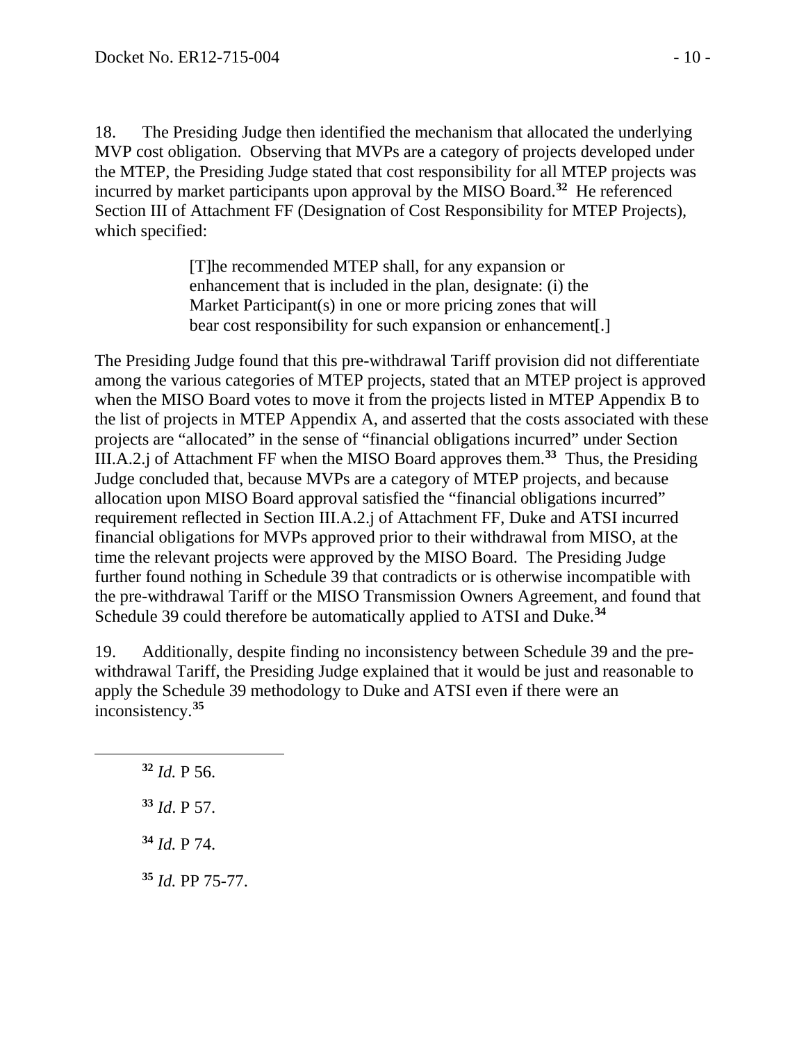18. The Presiding Judge then identified the mechanism that allocated the underlying MVP cost obligation. Observing that MVPs are a category of projects developed under the MTEP, the Presiding Judge stated that cost responsibility for all MTEP projects was incurred by market participants upon approval by the MISO Board.[32] He referenced Section III of Attachment FF (Designation of Cost Responsibility for MTEP Projects), which specified:

> [T]he recommended MTEP shall, for any expansion or enhancement that is included in the plan, designate: (i) the Market Participant(s) in one or more pricing zones that will bear cost responsibility for such expansion or enhancement[.]

The Presiding Judge found that this pre-withdrawal Tariff provision did not differentiate among the various categories of MTEP projects, stated that an MTEP project is approved when the MISO Board votes to move it from the projects listed in MTEP Appendix B to the list of projects in MTEP Appendix A, and asserted that the costs associated with these projects are "allocated" in the sense of "financial obligations incurred" under Section III.A.2.j of Attachment FF when the MISO Board approves them.[33] Thus, the Presiding Judge concluded that, because MVPs are a category of MTEP projects, and because allocation upon MISO Board approval satisfied the "financial obligations incurred" requirement reflected in Section III.A.2.j of Attachment FF, Duke and ATSI incurred financial obligations for MVPs approved prior to their withdrawal from MISO, at the time the relevant projects were approved by the MISO Board. The Presiding Judge further found nothing in Schedule 39 that contradicts or is otherwise incompatible with the pre-withdrawal Tariff or the MISO Transmission Owners Agreement, and found that Schedule 39 could therefore be automatically applied to ATSI and Duke.[34]

19. Additionally, despite finding no inconsistency between Schedule 39 and the pre-withdrawal Tariff, the Presiding Judge explained that it would be just and reasonable to apply the Schedule 39 methodology to Duke and ATSI even if there were an inconsistency.[35]

---

[32] *Id.* P 56.

[33] *Id*. P 57.

[34] *Id.* P 74.

[35] *Id.* PP 75-77.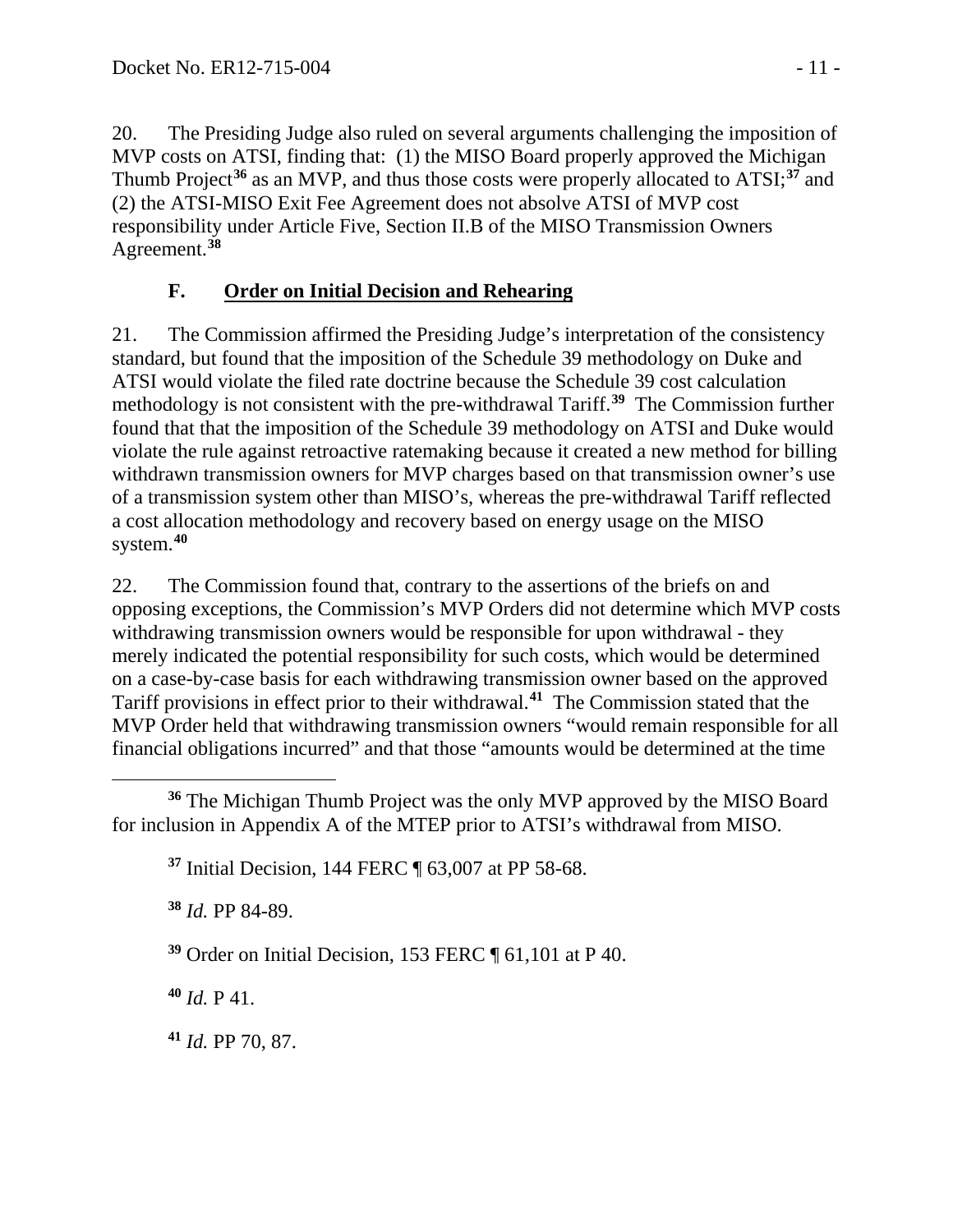20. The Presiding Judge also ruled on several arguments challenging the imposition of MVP costs on ATSI, finding that: (1) the MISO Board properly approved the Michigan Thumb Project[36] as an MVP, and thus those costs were properly allocated to ATSI;[37] and (2) the ATSI-MISO Exit Fee Agreement does not absolve ATSI of MVP cost responsibility under Article Five, Section II.B of the MISO Transmission Owners Agreement.[38]

### F. Order on Initial Decision and Rehearing

21. The Commission affirmed the Presiding Judge's interpretation of the consistency standard, but found that the imposition of the Schedule 39 methodology on Duke and ATSI would violate the filed rate doctrine because the Schedule 39 cost calculation methodology is not consistent with the pre-withdrawal Tariff.[39] The Commission further found that that the imposition of the Schedule 39 methodology on ATSI and Duke would violate the rule against retroactive ratemaking because it created a new method for billing withdrawn transmission owners for MVP charges based on that transmission owner's use of a transmission system other than MISO's, whereas the pre-withdrawal Tariff reflected a cost allocation methodology and recovery based on energy usage on the MISO system.[40]

22. The Commission found that, contrary to the assertions of the briefs on and opposing exceptions, the Commission's MVP Orders did not determine which MVP costs withdrawing transmission owners would be responsible for upon withdrawal - they merely indicated the potential responsibility for such costs, which would be determined on a case-by-case basis for each withdrawing transmission owner based on the approved Tariff provisions in effect prior to their withdrawal.[41] The Commission stated that the MVP Order held that withdrawing transmission owners "would remain responsible for all financial obligations incurred" and that those "amounts would be determined at the time

---

[36] The Michigan Thumb Project was the only MVP approved by the MISO Board for inclusion in Appendix A of the MTEP prior to ATSI's withdrawal from MISO.

[37] Initial Decision, 144 FERC ¶ 63,007 at PP 58-68.

[38] *Id.* PP 84-89.

[39] Order on Initial Decision, 153 FERC ¶ 61,101 at P 40.

[40] *Id.* P 41.

[41] *Id.* PP 70, 87.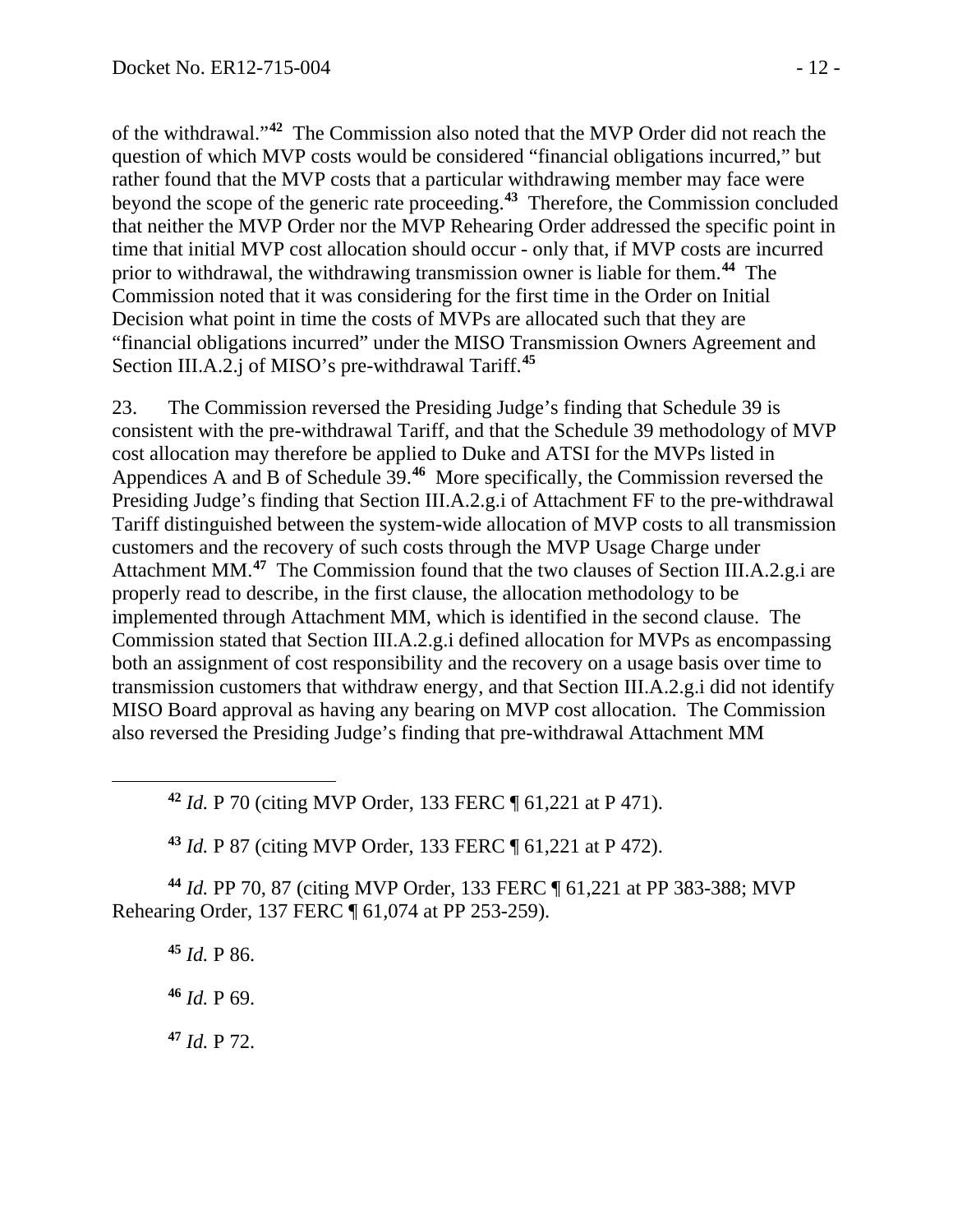of the withdrawal."[42] The Commission also noted that the MVP Order did not reach the question of which MVP costs would be considered "financial obligations incurred," but rather found that the MVP costs that a particular withdrawing member may face were beyond the scope of the generic rate proceeding.[43] Therefore, the Commission concluded that neither the MVP Order nor the MVP Rehearing Order addressed the specific point in time that initial MVP cost allocation should occur - only that, if MVP costs are incurred prior to withdrawal, the withdrawing transmission owner is liable for them.[44] The Commission noted that it was considering for the first time in the Order on Initial Decision what point in time the costs of MVPs are allocated such that they are "financial obligations incurred" under the MISO Transmission Owners Agreement and Section III.A.2.j of MISO's pre-withdrawal Tariff.[45]

23. The Commission reversed the Presiding Judge's finding that Schedule 39 is consistent with the pre-withdrawal Tariff, and that the Schedule 39 methodology of MVP cost allocation may therefore be applied to Duke and ATSI for the MVPs listed in Appendices A and B of Schedule 39.[46] More specifically, the Commission reversed the Presiding Judge's finding that Section III.A.2.g.i of Attachment FF to the pre-withdrawal Tariff distinguished between the system-wide allocation of MVP costs to all transmission customers and the recovery of such costs through the MVP Usage Charge under Attachment MM.[47] The Commission found that the two clauses of Section III.A.2.g.i are properly read to describe, in the first clause, the allocation methodology to be implemented through Attachment MM, which is identified in the second clause. The Commission stated that Section III.A.2.g.i defined allocation for MVPs as encompassing both an assignment of cost responsibility and the recovery on a usage basis over time to transmission customers that withdraw energy, and that Section III.A.2.g.i did not identify MISO Board approval as having any bearing on MVP cost allocation. The Commission also reversed the Presiding Judge's finding that pre-withdrawal Attachment MM

---

[42] *Id.* P 70 (citing MVP Order, 133 FERC ¶ 61,221 at P 471).

[43] *Id.* P 87 (citing MVP Order, 133 FERC ¶ 61,221 at P 472).

[44] *Id.* PP 70, 87 (citing MVP Order, 133 FERC ¶ 61,221 at PP 383-388; MVP Rehearing Order, 137 FERC ¶ 61,074 at PP 253-259).

[45] *Id.* P 86.

[46] *Id.* P 69.

[47] *Id.* P 72.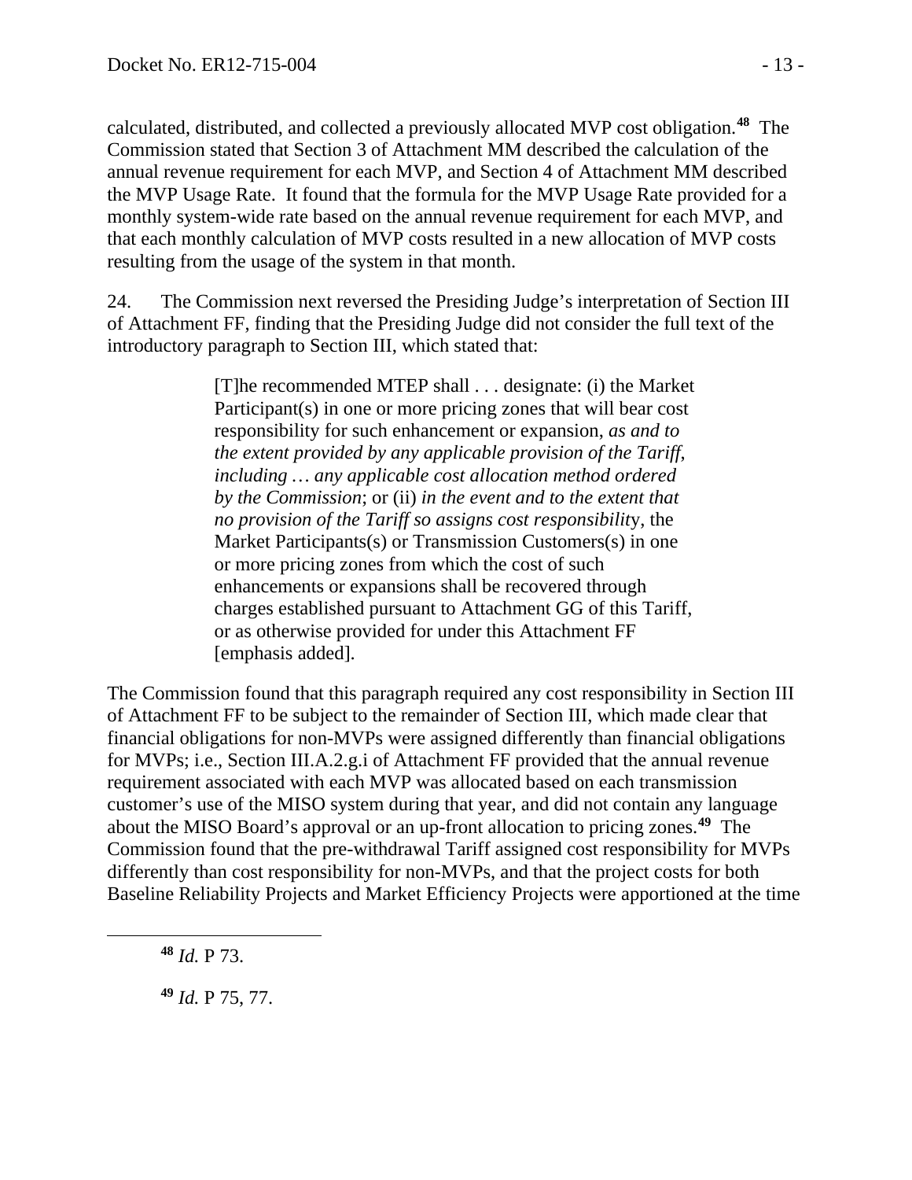calculated, distributed, and collected a previously allocated MVP cost obligation.[48] The Commission stated that Section 3 of Attachment MM described the calculation of the annual revenue requirement for each MVP, and Section 4 of Attachment MM described the MVP Usage Rate. It found that the formula for the MVP Usage Rate provided for a monthly system-wide rate based on the annual revenue requirement for each MVP, and that each monthly calculation of MVP costs resulted in a new allocation of MVP costs resulting from the usage of the system in that month.

24. The Commission next reversed the Presiding Judge's interpretation of Section III of Attachment FF, finding that the Presiding Judge did not consider the full text of the introductory paragraph to Section III, which stated that:

> [T]he recommended MTEP shall . . . designate: (i) the Market Participant(s) in one or more pricing zones that will bear cost responsibility for such enhancement or expansion, *as and to the extent provided by any applicable provision of the Tariff, including … any applicable cost allocation method ordered by the Commission*; or (ii) *in the event and to the extent that no provision of the Tariff so assigns cost responsibility*, the Market Participants(s) or Transmission Customers(s) in one or more pricing zones from which the cost of such enhancements or expansions shall be recovered through charges established pursuant to Attachment GG of this Tariff, or as otherwise provided for under this Attachment FF [emphasis added].

The Commission found that this paragraph required any cost responsibility in Section III of Attachment FF to be subject to the remainder of Section III, which made clear that financial obligations for non-MVPs were assigned differently than financial obligations for MVPs; i.e., Section III.A.2.g.i of Attachment FF provided that the annual revenue requirement associated with each MVP was allocated based on each transmission customer's use of the MISO system during that year, and did not contain any language about the MISO Board's approval or an up-front allocation to pricing zones.[49] The Commission found that the pre-withdrawal Tariff assigned cost responsibility for MVPs differently than cost responsibility for non-MVPs, and that the project costs for both Baseline Reliability Projects and Market Efficiency Projects were apportioned at the time

[48] *Id.* P 73.

[49] *Id.* P 75, 77.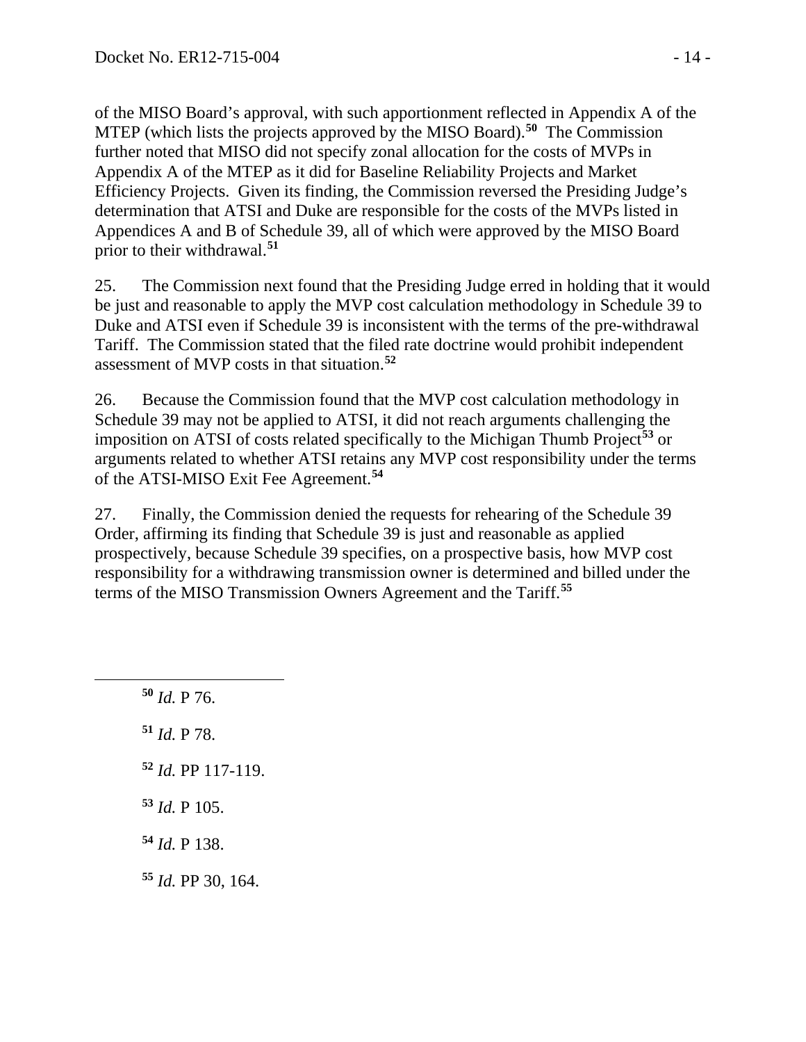of the MISO Board's approval, with such apportionment reflected in Appendix A of the MTEP (which lists the projects approved by the MISO Board).[50] The Commission further noted that MISO did not specify zonal allocation for the costs of MVPs in Appendix A of the MTEP as it did for Baseline Reliability Projects and Market Efficiency Projects. Given its finding, the Commission reversed the Presiding Judge's determination that ATSI and Duke are responsible for the costs of the MVPs listed in Appendices A and B of Schedule 39, all of which were approved by the MISO Board prior to their withdrawal.[51]

25. The Commission next found that the Presiding Judge erred in holding that it would be just and reasonable to apply the MVP cost calculation methodology in Schedule 39 to Duke and ATSI even if Schedule 39 is inconsistent with the terms of the pre-withdrawal Tariff. The Commission stated that the filed rate doctrine would prohibit independent assessment of MVP costs in that situation.[52]

26. Because the Commission found that the MVP cost calculation methodology in Schedule 39 may not be applied to ATSI, it did not reach arguments challenging the imposition on ATSI of costs related specifically to the Michigan Thumb Project[53] or arguments related to whether ATSI retains any MVP cost responsibility under the terms of the ATSI-MISO Exit Fee Agreement.[54]

27. Finally, the Commission denied the requests for rehearing of the Schedule 39 Order, affirming its finding that Schedule 39 is just and reasonable as applied prospectively, because Schedule 39 specifies, on a prospective basis, how MVP cost responsibility for a withdrawing transmission owner is determined and billed under the terms of the MISO Transmission Owners Agreement and the Tariff.[55]

---

[50] *Id.* P 76.

[51] *Id.* P 78.

[52] *Id.* PP 117-119.

[53] *Id.* P 105.

[54] *Id.* P 138.

[55] *Id.* PP 30, 164.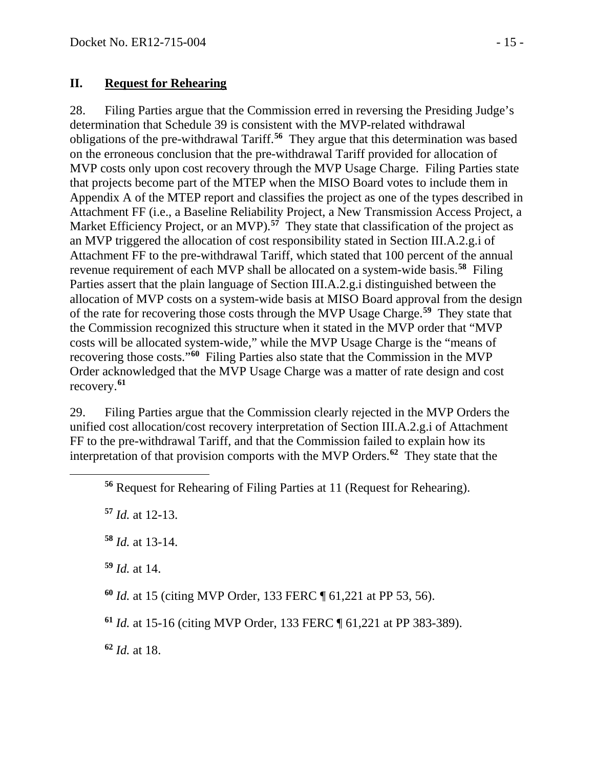## II. Request for Rehearing

28. Filing Parties argue that the Commission erred in reversing the Presiding Judge's determination that Schedule 39 is consistent with the MVP-related withdrawal obligations of the pre-withdrawal Tariff.[56] They argue that this determination was based on the erroneous conclusion that the pre-withdrawal Tariff provided for allocation of MVP costs only upon cost recovery through the MVP Usage Charge. Filing Parties state that projects become part of the MTEP when the MISO Board votes to include them in Appendix A of the MTEP report and classifies the project as one of the types described in Attachment FF (i.e., a Baseline Reliability Project, a New Transmission Access Project, a Market Efficiency Project, or an MVP).[57] They state that classification of the project as an MVP triggered the allocation of cost responsibility stated in Section III.A.2.g.i of Attachment FF to the pre-withdrawal Tariff, which stated that 100 percent of the annual revenue requirement of each MVP shall be allocated on a system-wide basis.[58] Filing Parties assert that the plain language of Section III.A.2.g.i distinguished between the allocation of MVP costs on a system-wide basis at MISO Board approval from the design of the rate for recovering those costs through the MVP Usage Charge.[59] They state that the Commission recognized this structure when it stated in the MVP order that "MVP costs will be allocated system-wide," while the MVP Usage Charge is the "means of recovering those costs."[60] Filing Parties also state that the Commission in the MVP Order acknowledged that the MVP Usage Charge was a matter of rate design and cost recovery.[61]

29. Filing Parties argue that the Commission clearly rejected in the MVP Orders the unified cost allocation/cost recovery interpretation of Section III.A.2.g.i of Attachment FF to the pre-withdrawal Tariff, and that the Commission failed to explain how its interpretation of that provision comports with the MVP Orders.[62] They state that the

---

[56] Request for Rehearing of Filing Parties at 11 (Request for Rehearing).

[57] *Id.* at 12-13.

[58] *Id.* at 13-14.

[59] *Id.* at 14.

[60] *Id.* at 15 (citing MVP Order, 133 FERC ¶ 61,221 at PP 53, 56).

[61] *Id.* at 15-16 (citing MVP Order, 133 FERC ¶ 61,221 at PP 383-389).

[62] *Id.* at 18.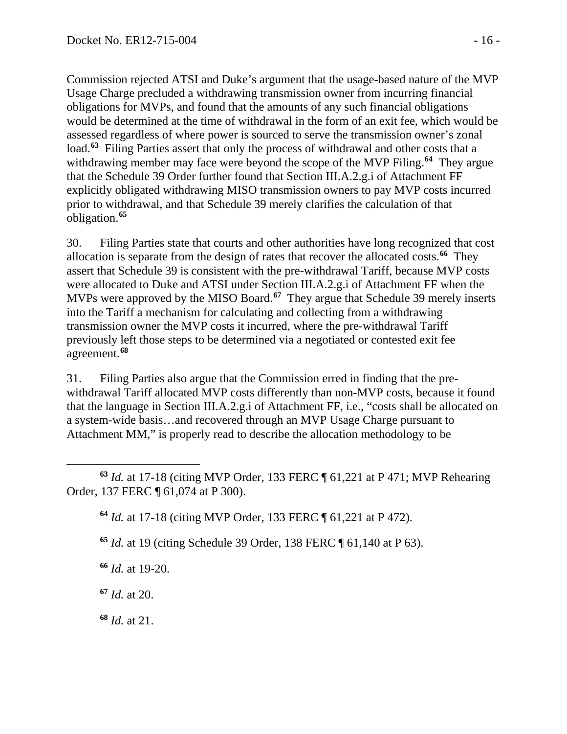Commission rejected ATSI and Duke's argument that the usage-based nature of the MVP Usage Charge precluded a withdrawing transmission owner from incurring financial obligations for MVPs, and found that the amounts of any such financial obligations would be determined at the time of withdrawal in the form of an exit fee, which would be assessed regardless of where power is sourced to serve the transmission owner's zonal load.[63] Filing Parties assert that only the process of withdrawal and other costs that a withdrawing member may face were beyond the scope of the MVP Filing.[64] They argue that the Schedule 39 Order further found that Section III.A.2.g.i of Attachment FF explicitly obligated withdrawing MISO transmission owners to pay MVP costs incurred prior to withdrawal, and that Schedule 39 merely clarifies the calculation of that obligation.[65]

30. Filing Parties state that courts and other authorities have long recognized that cost allocation is separate from the design of rates that recover the allocated costs.[66] They assert that Schedule 39 is consistent with the pre-withdrawal Tariff, because MVP costs were allocated to Duke and ATSI under Section III.A.2.g.i of Attachment FF when the MVPs were approved by the MISO Board.[67] They argue that Schedule 39 merely inserts into the Tariff a mechanism for calculating and collecting from a withdrawing transmission owner the MVP costs it incurred, where the pre-withdrawal Tariff previously left those steps to be determined via a negotiated or contested exit fee agreement.[68]

31. Filing Parties also argue that the Commission erred in finding that the pre-withdrawal Tariff allocated MVP costs differently than non-MVP costs, because it found that the language in Section III.A.2.g.i of Attachment FF, i.e., "costs shall be allocated on a system-wide basis…and recovered through an MVP Usage Charge pursuant to Attachment MM," is properly read to describe the allocation methodology to be

---

[63] *Id.* at 17-18 (citing MVP Order, 133 FERC ¶ 61,221 at P 471; MVP Rehearing Order, 137 FERC ¶ 61,074 at P 300).

[64] *Id.* at 17-18 (citing MVP Order, 133 FERC ¶ 61,221 at P 472).

[65] *Id.* at 19 (citing Schedule 39 Order, 138 FERC ¶ 61,140 at P 63).

[66] *Id.* at 19-20.

[67] *Id.* at 20.

[68] *Id.* at 21.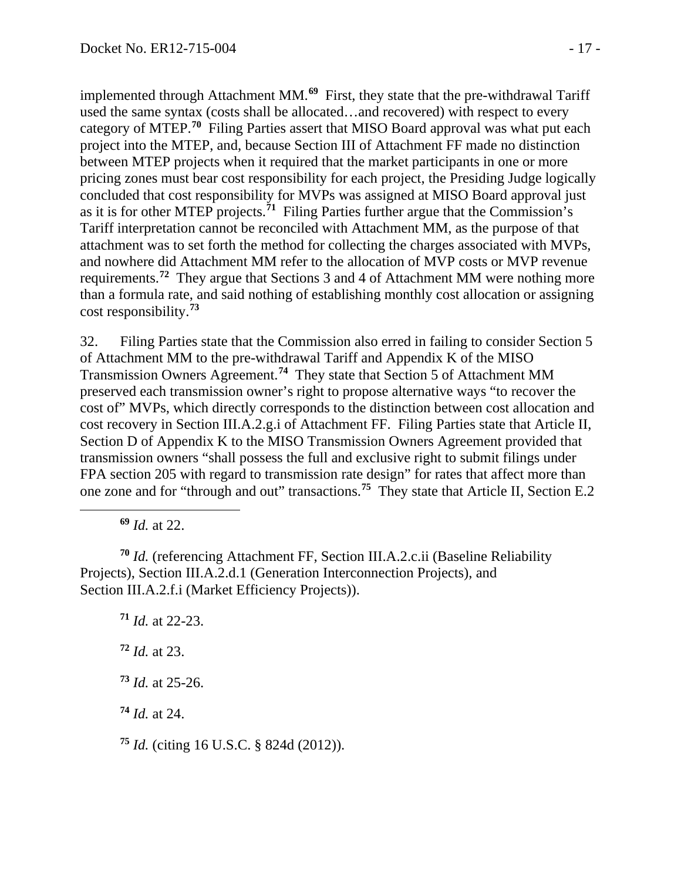implemented through Attachment MM.[69] First, they state that the pre-withdrawal Tariff used the same syntax (costs shall be allocated…and recovered) with respect to every category of MTEP.[70] Filing Parties assert that MISO Board approval was what put each project into the MTEP, and, because Section III of Attachment FF made no distinction between MTEP projects when it required that the market participants in one or more pricing zones must bear cost responsibility for each project, the Presiding Judge logically concluded that cost responsibility for MVPs was assigned at MISO Board approval just as it is for other MTEP projects.[71] Filing Parties further argue that the Commission's Tariff interpretation cannot be reconciled with Attachment MM, as the purpose of that attachment was to set forth the method for collecting the charges associated with MVPs, and nowhere did Attachment MM refer to the allocation of MVP costs or MVP revenue requirements.[72] They argue that Sections 3 and 4 of Attachment MM were nothing more than a formula rate, and said nothing of establishing monthly cost allocation or assigning cost responsibility.[73]

32. Filing Parties state that the Commission also erred in failing to consider Section 5 of Attachment MM to the pre-withdrawal Tariff and Appendix K of the MISO Transmission Owners Agreement.[74] They state that Section 5 of Attachment MM preserved each transmission owner's right to propose alternative ways "to recover the cost of" MVPs, which directly corresponds to the distinction between cost allocation and cost recovery in Section III.A.2.g.i of Attachment FF. Filing Parties state that Article II, Section D of Appendix K to the MISO Transmission Owners Agreement provided that transmission owners "shall possess the full and exclusive right to submit filings under FPA section 205 with regard to transmission rate design" for rates that affect more than one zone and for "through and out" transactions.[75] They state that Article II, Section E.2

---

[69] *Id.* at 22.

[70] *Id.* (referencing Attachment FF, Section III.A.2.c.ii (Baseline Reliability Projects), Section III.A.2.d.1 (Generation Interconnection Projects), and Section III.A.2.f.i (Market Efficiency Projects)).

[71] *Id.* at 22-23.

[72] *Id.* at 23.

[73] *Id.* at 25-26.

[74] *Id.* at 24.

[75] *Id.* (citing 16 U.S.C. § 824d (2012)).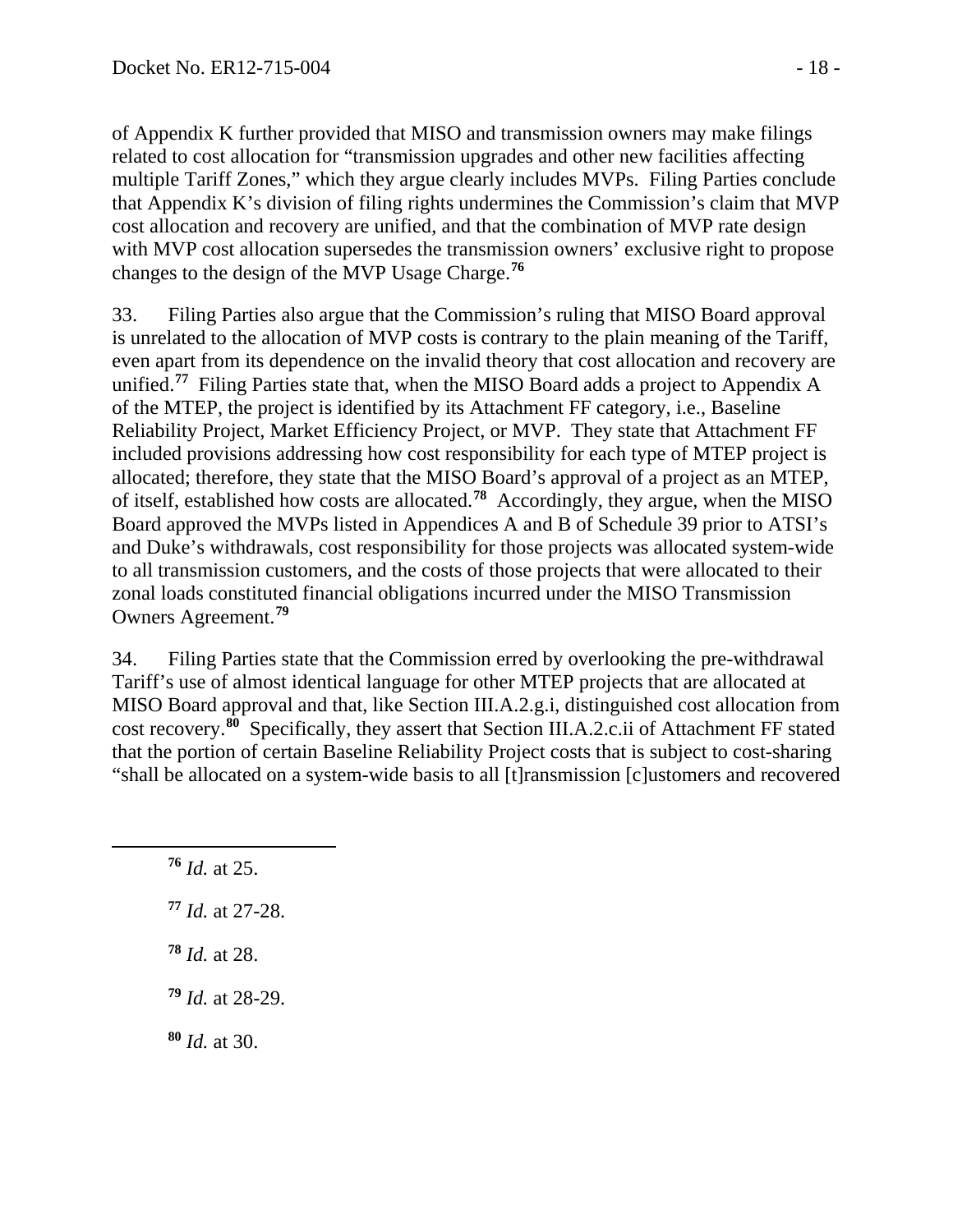of Appendix K further provided that MISO and transmission owners may make filings related to cost allocation for "transmission upgrades and other new facilities affecting multiple Tariff Zones," which they argue clearly includes MVPs. Filing Parties conclude that Appendix K's division of filing rights undermines the Commission's claim that MVP cost allocation and recovery are unified, and that the combination of MVP rate design with MVP cost allocation supersedes the transmission owners' exclusive right to propose changes to the design of the MVP Usage Charge.[76]

33. Filing Parties also argue that the Commission's ruling that MISO Board approval is unrelated to the allocation of MVP costs is contrary to the plain meaning of the Tariff, even apart from its dependence on the invalid theory that cost allocation and recovery are unified.[77] Filing Parties state that, when the MISO Board adds a project to Appendix A of the MTEP, the project is identified by its Attachment FF category, i.e., Baseline Reliability Project, Market Efficiency Project, or MVP. They state that Attachment FF included provisions addressing how cost responsibility for each type of MTEP project is allocated; therefore, they state that the MISO Board's approval of a project as an MTEP, of itself, established how costs are allocated.[78] Accordingly, they argue, when the MISO Board approved the MVPs listed in Appendices A and B of Schedule 39 prior to ATSI's and Duke's withdrawals, cost responsibility for those projects was allocated system-wide to all transmission customers, and the costs of those projects that were allocated to their zonal loads constituted financial obligations incurred under the MISO Transmission Owners Agreement.[79]

34. Filing Parties state that the Commission erred by overlooking the pre-withdrawal Tariff's use of almost identical language for other MTEP projects that are allocated at MISO Board approval and that, like Section III.A.2.g.i, distinguished cost allocation from cost recovery.[80] Specifically, they assert that Section III.A.2.c.ii of Attachment FF stated that the portion of certain Baseline Reliability Project costs that is subject to cost-sharing "shall be allocated on a system-wide basis to all [t]ransmission [c]ustomers and recovered

---

[76] *Id.* at 25.

[77] *Id.* at 27-28.

[78] *Id.* at 28.

[79] *Id.* at 28-29.

[80] *Id.* at 30.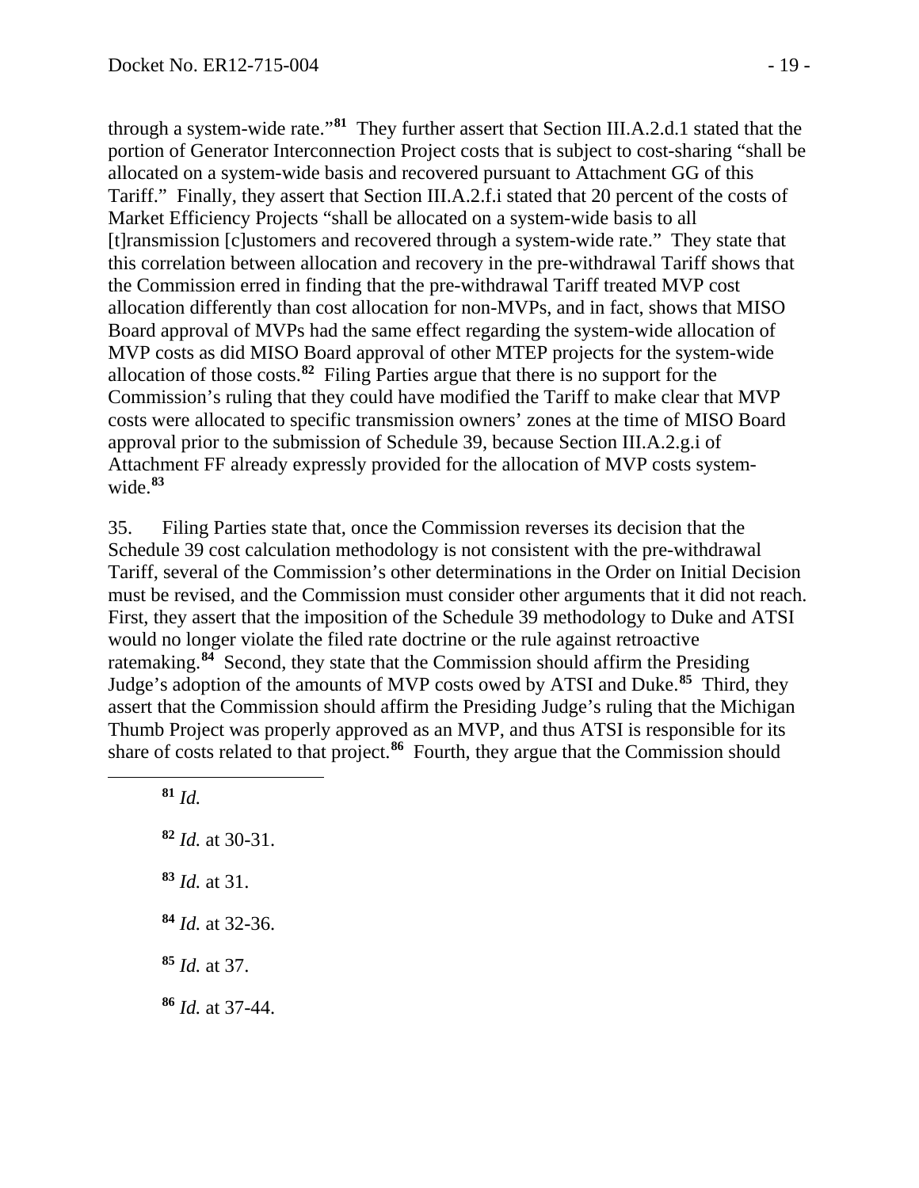through a system-wide rate."[81] They further assert that Section III.A.2.d.1 stated that the portion of Generator Interconnection Project costs that is subject to cost-sharing "shall be allocated on a system-wide basis and recovered pursuant to Attachment GG of this Tariff." Finally, they assert that Section III.A.2.f.i stated that 20 percent of the costs of Market Efficiency Projects "shall be allocated on a system-wide basis to all [t]ransmission [c]ustomers and recovered through a system-wide rate." They state that this correlation between allocation and recovery in the pre-withdrawal Tariff shows that the Commission erred in finding that the pre-withdrawal Tariff treated MVP cost allocation differently than cost allocation for non-MVPs, and in fact, shows that MISO Board approval of MVPs had the same effect regarding the system-wide allocation of MVP costs as did MISO Board approval of other MTEP projects for the system-wide allocation of those costs.[82] Filing Parties argue that there is no support for the Commission's ruling that they could have modified the Tariff to make clear that MVP costs were allocated to specific transmission owners' zones at the time of MISO Board approval prior to the submission of Schedule 39, because Section III.A.2.g.i of Attachment FF already expressly provided for the allocation of MVP costs system-wide.[83]

35. Filing Parties state that, once the Commission reverses its decision that the Schedule 39 cost calculation methodology is not consistent with the pre-withdrawal Tariff, several of the Commission's other determinations in the Order on Initial Decision must be revised, and the Commission must consider other arguments that it did not reach. First, they assert that the imposition of the Schedule 39 methodology to Duke and ATSI would no longer violate the filed rate doctrine or the rule against retroactive ratemaking.[84] Second, they state that the Commission should affirm the Presiding Judge's adoption of the amounts of MVP costs owed by ATSI and Duke.[85] Third, they assert that the Commission should affirm the Presiding Judge's ruling that the Michigan Thumb Project was properly approved as an MVP, and thus ATSI is responsible for its share of costs related to that project.[86] Fourth, they argue that the Commission should

[81] *Id.*

[82] *Id.* at 30-31.

[83] *Id.* at 31.

[84] *Id.* at 32-36.

[85] *Id.* at 37.

[86] *Id.* at 37-44.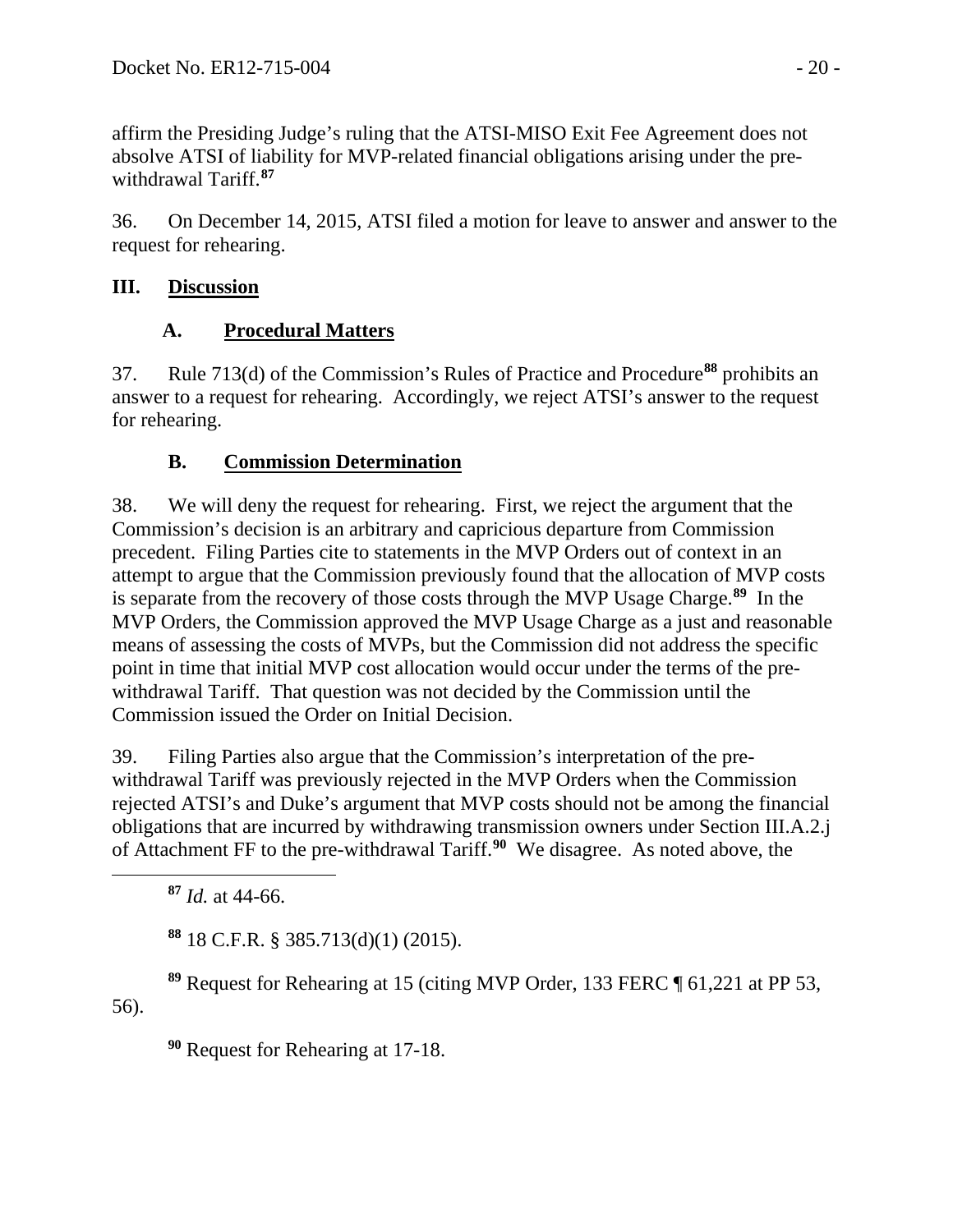affirm the Presiding Judge's ruling that the ATSI-MISO Exit Fee Agreement does not absolve ATSI of liability for MVP-related financial obligations arising under the pre-withdrawal Tariff.[87]

36. On December 14, 2015, ATSI filed a motion for leave to answer and answer to the request for rehearing.

## III. Discussion

### A. Procedural Matters

37. Rule 713(d) of the Commission's Rules of Practice and Procedure[88] prohibits an answer to a request for rehearing. Accordingly, we reject ATSI's answer to the request for rehearing.

### B. Commission Determination

38. We will deny the request for rehearing. First, we reject the argument that the Commission's decision is an arbitrary and capricious departure from Commission precedent. Filing Parties cite to statements in the MVP Orders out of context in an attempt to argue that the Commission previously found that the allocation of MVP costs is separate from the recovery of those costs through the MVP Usage Charge.[89] In the MVP Orders, the Commission approved the MVP Usage Charge as a just and reasonable means of assessing the costs of MVPs, but the Commission did not address the specific point in time that initial MVP cost allocation would occur under the terms of the pre-withdrawal Tariff. That question was not decided by the Commission until the Commission issued the Order on Initial Decision.

39. Filing Parties also argue that the Commission's interpretation of the pre-withdrawal Tariff was previously rejected in the MVP Orders when the Commission rejected ATSI's and Duke's argument that MVP costs should not be among the financial obligations that are incurred by withdrawing transmission owners under Section III.A.2.j of Attachment FF to the pre-withdrawal Tariff.[90] We disagree. As noted above, the

---

[87] *Id.* at 44-66.

[88] 18 C.F.R. § 385.713(d)(1) (2015).

[89] Request for Rehearing at 15 (citing MVP Order, 133 FERC ¶ 61,221 at PP 53, 56).

[90] Request for Rehearing at 17-18.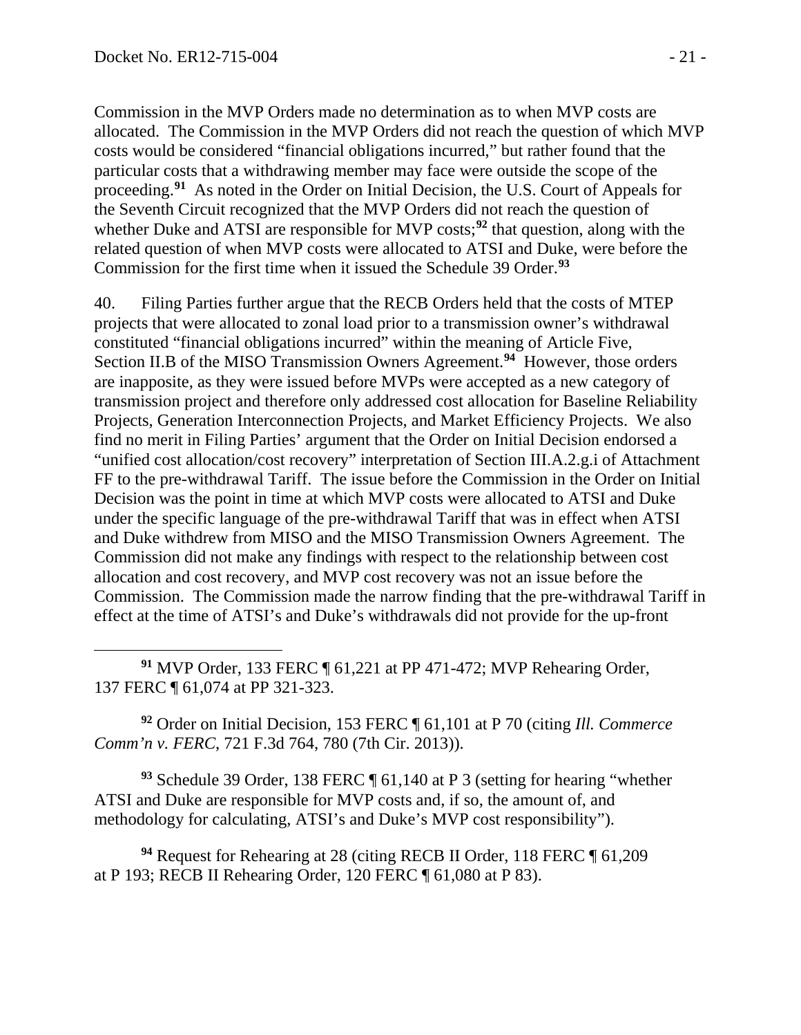Commission in the MVP Orders made no determination as to when MVP costs are allocated. The Commission in the MVP Orders did not reach the question of which MVP costs would be considered "financial obligations incurred," but rather found that the particular costs that a withdrawing member may face were outside the scope of the proceeding.[91] As noted in the Order on Initial Decision, the U.S. Court of Appeals for the Seventh Circuit recognized that the MVP Orders did not reach the question of whether Duke and ATSI are responsible for MVP costs;[92] that question, along with the related question of when MVP costs were allocated to ATSI and Duke, were before the Commission for the first time when it issued the Schedule 39 Order.[93]

40. Filing Parties further argue that the RECB Orders held that the costs of MTEP projects that were allocated to zonal load prior to a transmission owner's withdrawal constituted "financial obligations incurred" within the meaning of Article Five, Section II.B of the MISO Transmission Owners Agreement.[94] However, those orders are inapposite, as they were issued before MVPs were accepted as a new category of transmission project and therefore only addressed cost allocation for Baseline Reliability Projects, Generation Interconnection Projects, and Market Efficiency Projects. We also find no merit in Filing Parties' argument that the Order on Initial Decision endorsed a "unified cost allocation/cost recovery" interpretation of Section III.A.2.g.i of Attachment FF to the pre-withdrawal Tariff. The issue before the Commission in the Order on Initial Decision was the point in time at which MVP costs were allocated to ATSI and Duke under the specific language of the pre-withdrawal Tariff that was in effect when ATSI and Duke withdrew from MISO and the MISO Transmission Owners Agreement. The Commission did not make any findings with respect to the relationship between cost allocation and cost recovery, and MVP cost recovery was not an issue before the Commission. The Commission made the narrow finding that the pre-withdrawal Tariff in effect at the time of ATSI's and Duke's withdrawals did not provide for the up-front

---

[91] MVP Order, 133 FERC ¶ 61,221 at PP 471-472; MVP Rehearing Order, 137 FERC ¶ 61,074 at PP 321-323.

[92] Order on Initial Decision, 153 FERC ¶ 61,101 at P 70 (citing *Ill. Commerce Comm'n v. FERC*, 721 F.3d 764, 780 (7th Cir. 2013)).

[93] Schedule 39 Order, 138 FERC ¶ 61,140 at P 3 (setting for hearing "whether ATSI and Duke are responsible for MVP costs and, if so, the amount of, and methodology for calculating, ATSI's and Duke's MVP cost responsibility").

[94] Request for Rehearing at 28 (citing RECB II Order, 118 FERC ¶ 61,209 at P 193; RECB II Rehearing Order, 120 FERC ¶ 61,080 at P 83).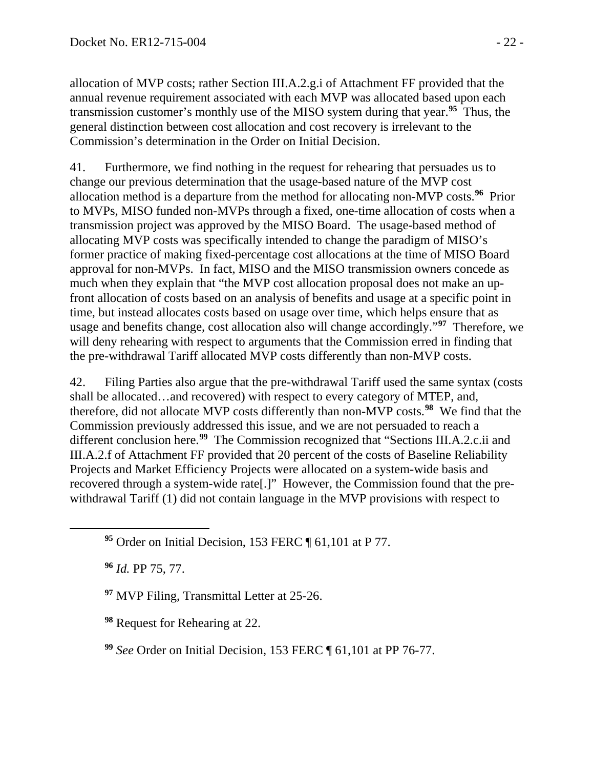allocation of MVP costs; rather Section III.A.2.g.i of Attachment FF provided that the annual revenue requirement associated with each MVP was allocated based upon each transmission customer's monthly use of the MISO system during that year.[95] Thus, the general distinction between cost allocation and cost recovery is irrelevant to the Commission's determination in the Order on Initial Decision.

41. Furthermore, we find nothing in the request for rehearing that persuades us to change our previous determination that the usage-based nature of the MVP cost allocation method is a departure from the method for allocating non-MVP costs.[96] Prior to MVPs, MISO funded non-MVPs through a fixed, one-time allocation of costs when a transmission project was approved by the MISO Board. The usage-based method of allocating MVP costs was specifically intended to change the paradigm of MISO's former practice of making fixed-percentage cost allocations at the time of MISO Board approval for non-MVPs. In fact, MISO and the MISO transmission owners concede as much when they explain that "the MVP cost allocation proposal does not make an up-front allocation of costs based on an analysis of benefits and usage at a specific point in time, but instead allocates costs based on usage over time, which helps ensure that as usage and benefits change, cost allocation also will change accordingly."[97] Therefore, we will deny rehearing with respect to arguments that the Commission erred in finding that the pre-withdrawal Tariff allocated MVP costs differently than non-MVP costs.

42. Filing Parties also argue that the pre-withdrawal Tariff used the same syntax (costs shall be allocated…and recovered) with respect to every category of MTEP, and, therefore, did not allocate MVP costs differently than non-MVP costs.[98] We find that the Commission previously addressed this issue, and we are not persuaded to reach a different conclusion here.[99] The Commission recognized that "Sections III.A.2.c.ii and III.A.2.f of Attachment FF provided that 20 percent of the costs of Baseline Reliability Projects and Market Efficiency Projects were allocated on a system-wide basis and recovered through a system-wide rate[.]" However, the Commission found that the pre-withdrawal Tariff (1) did not contain language in the MVP provisions with respect to

---

[95] Order on Initial Decision, 153 FERC ¶ 61,101 at P 77.

[96] *Id.* PP 75, 77.

[97] MVP Filing, Transmittal Letter at 25-26.

[98] Request for Rehearing at 22.

[99] *See* Order on Initial Decision, 153 FERC ¶ 61,101 at PP 76-77.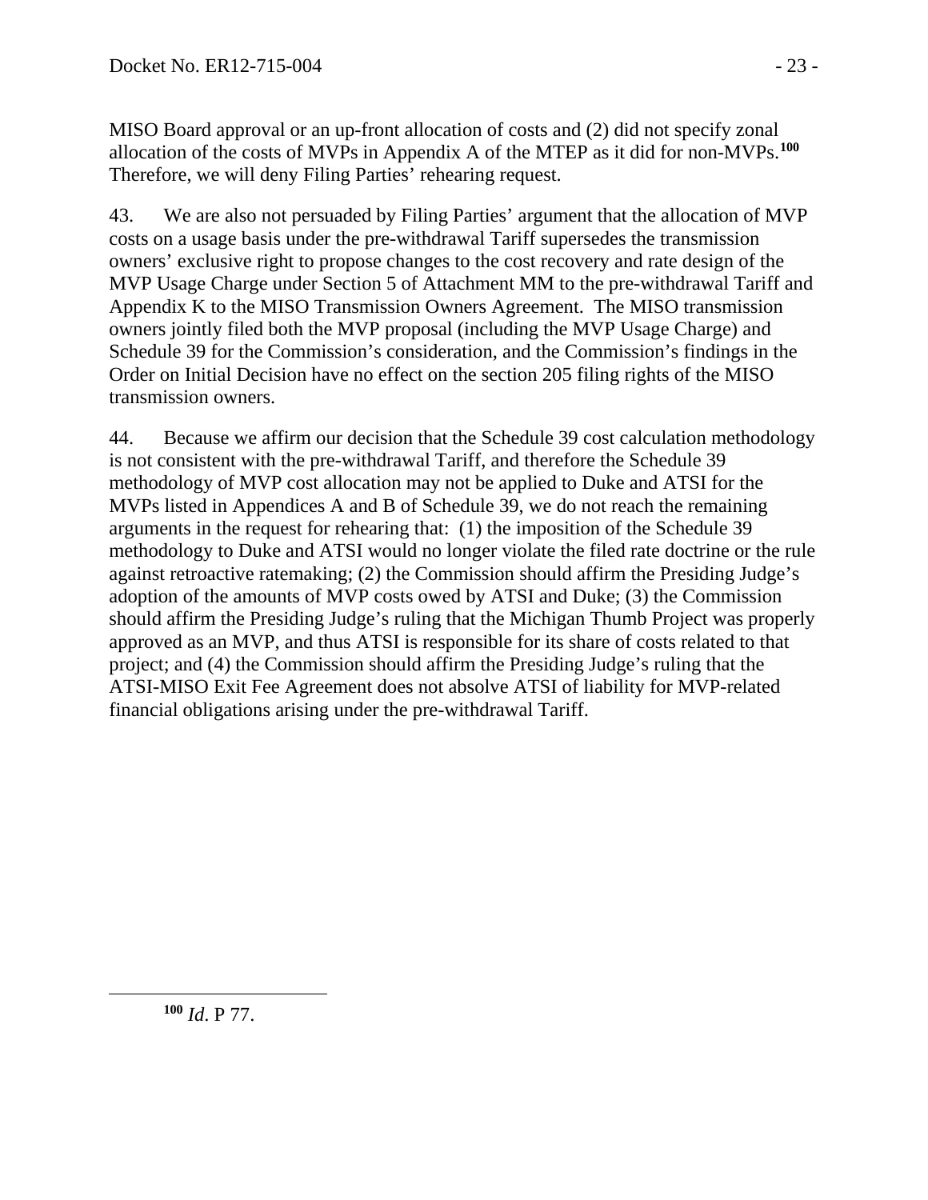MISO Board approval or an up-front allocation of costs and (2) did not specify zonal allocation of the costs of MVPs in Appendix A of the MTEP as it did for non-MVPs.[100] Therefore, we will deny Filing Parties' rehearing request.

43. We are also not persuaded by Filing Parties' argument that the allocation of MVP costs on a usage basis under the pre-withdrawal Tariff supersedes the transmission owners' exclusive right to propose changes to the cost recovery and rate design of the MVP Usage Charge under Section 5 of Attachment MM to the pre-withdrawal Tariff and Appendix K to the MISO Transmission Owners Agreement. The MISO transmission owners jointly filed both the MVP proposal (including the MVP Usage Charge) and Schedule 39 for the Commission's consideration, and the Commission's findings in the Order on Initial Decision have no effect on the section 205 filing rights of the MISO transmission owners.

44. Because we affirm our decision that the Schedule 39 cost calculation methodology is not consistent with the pre-withdrawal Tariff, and therefore the Schedule 39 methodology of MVP cost allocation may not be applied to Duke and ATSI for the MVPs listed in Appendices A and B of Schedule 39, we do not reach the remaining arguments in the request for rehearing that: (1) the imposition of the Schedule 39 methodology to Duke and ATSI would no longer violate the filed rate doctrine or the rule against retroactive ratemaking; (2) the Commission should affirm the Presiding Judge's adoption of the amounts of MVP costs owed by ATSI and Duke; (3) the Commission should affirm the Presiding Judge's ruling that the Michigan Thumb Project was properly approved as an MVP, and thus ATSI is responsible for its share of costs related to that project; and (4) the Commission should affirm the Presiding Judge's ruling that the ATSI-MISO Exit Fee Agreement does not absolve ATSI of liability for MVP-related financial obligations arising under the pre-withdrawal Tariff.

---

[100] *Id*. P 77.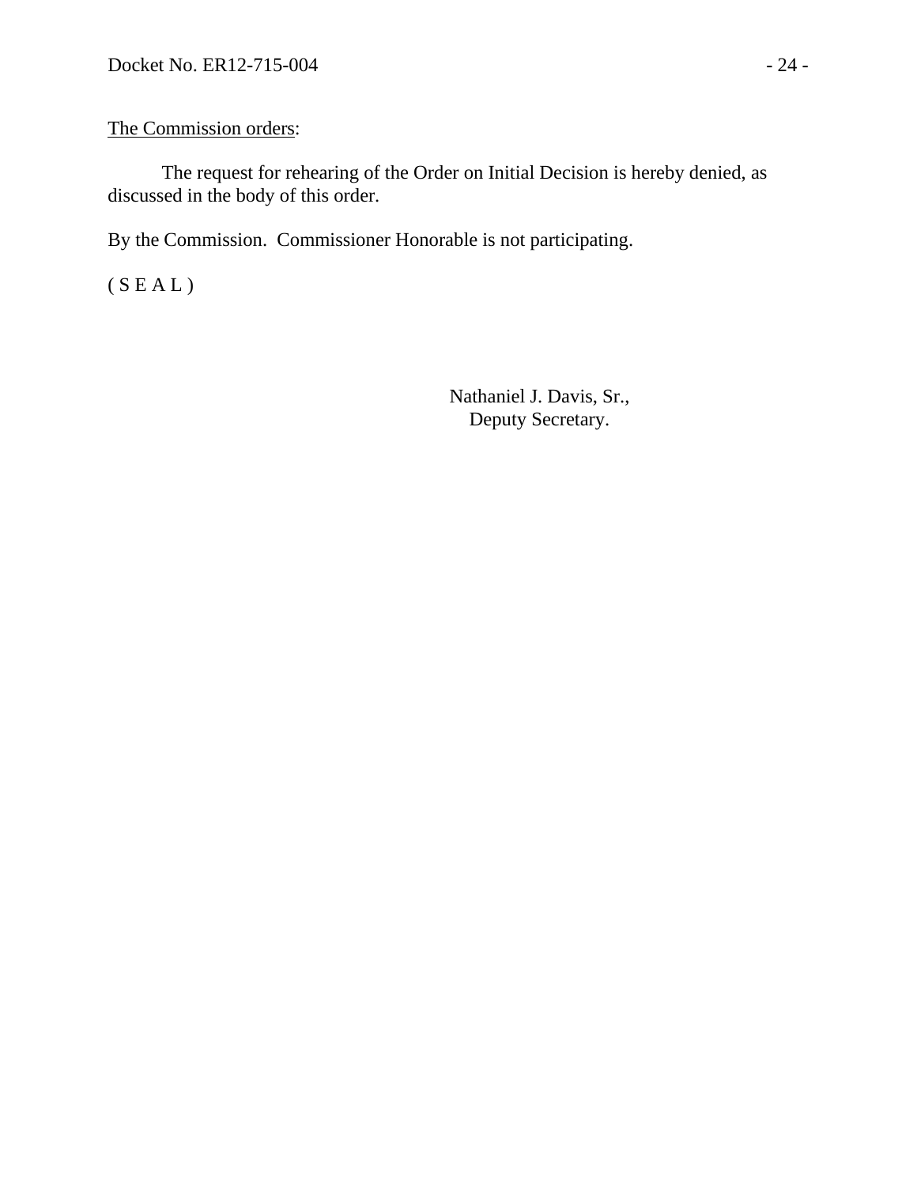<u>The Commission orders</u>:

The request for rehearing of the Order on Initial Decision is hereby denied, as discussed in the body of this order.

By the Commission. Commissioner Honorable is not participating.

( S E A L )

Nathaniel J. Davis, Sr.,
Deputy Secretary.